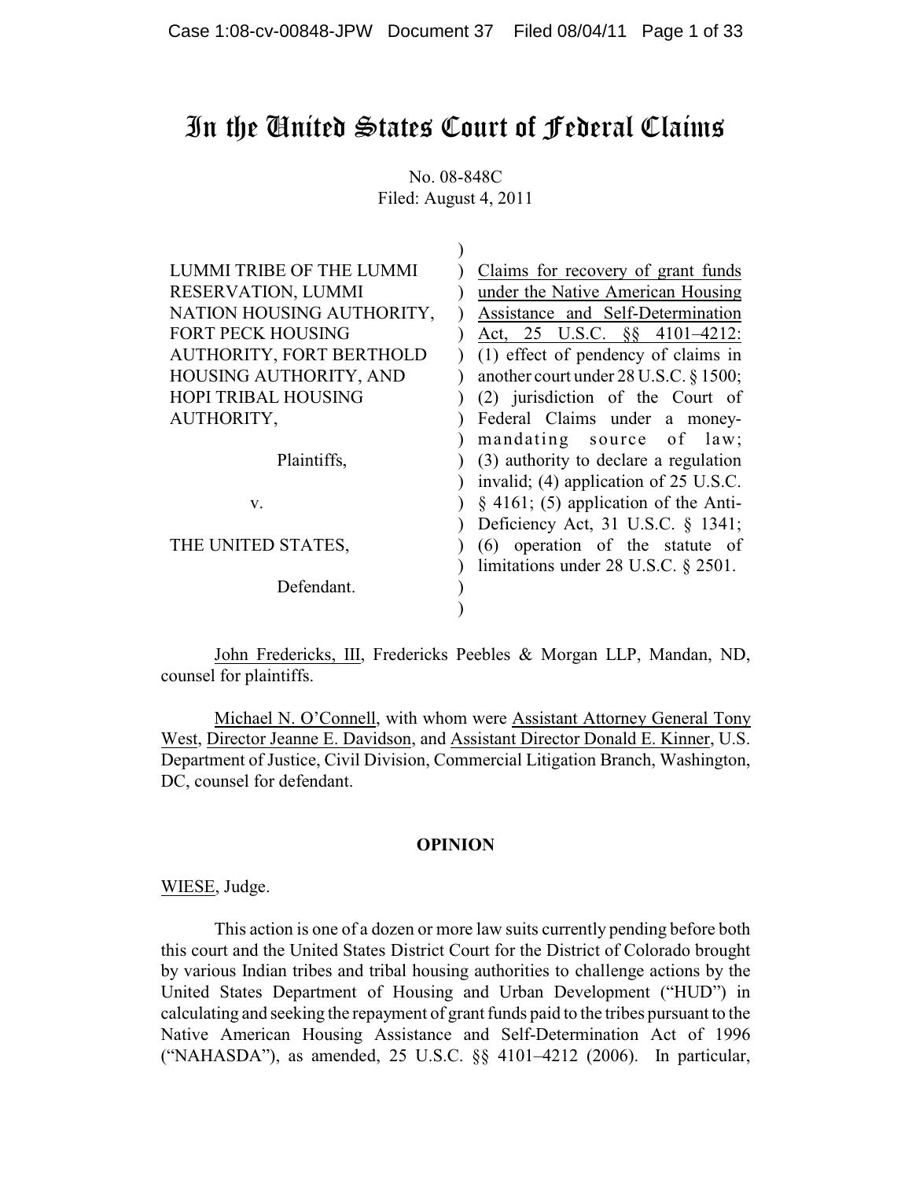# In the United States Court of Federal Claims

No. 08-848C
Filed: August 4, 2011

| | |
|---|---|
| LUMMI TRIBE OF THE LUMMI RESERVATION, LUMMI NATION HOUSING AUTHORITY, FORT PECK HOUSING AUTHORITY, FORT BERTHOLD HOUSING AUTHORITY, AND HOPI TRIBAL HOUSING AUTHORITY,<br><br>Plaintiffs,<br><br>v.<br><br>THE UNITED STATES,<br><br>Defendant. | Claims for recovery of grant funds under the Native American Housing Assistance and Self-Determination Act, 25 U.S.C. §§ 4101–4212: (1) effect of pendency of claims in another court under 28 U.S.C. § 1500; (2) jurisdiction of the Court of Federal Claims under a money-mandating source of law; (3) authority to declare a regulation invalid; (4) application of 25 U.S.C. § 4161; (5) application of the Anti-Deficiency Act, 31 U.S.C. § 1341; (6) operation of the statute of limitations under 28 U.S.C. § 2501. |

John Fredericks, III, Fredericks Peebles & Morgan LLP, Mandan, ND, counsel for plaintiffs.

Michael N. O'Connell, with whom were Assistant Attorney General Tony West, Director Jeanne E. Davidson, and Assistant Director Donald E. Kinner, U.S. Department of Justice, Civil Division, Commercial Litigation Branch, Washington, DC, counsel for defendant.

**OPINION**

WIESE, Judge.

This action is one of a dozen or more law suits currently pending before both this court and the United States District Court for the District of Colorado brought by various Indian tribes and tribal housing authorities to challenge actions by the United States Department of Housing and Urban Development ("HUD") in calculating and seeking the repayment of grant funds paid to the tribes pursuant to the Native American Housing Assistance and Self-Determination Act of 1996 ("NAHASDA"), as amended, 25 U.S.C. §§ 4101–4212 (2006). In particular,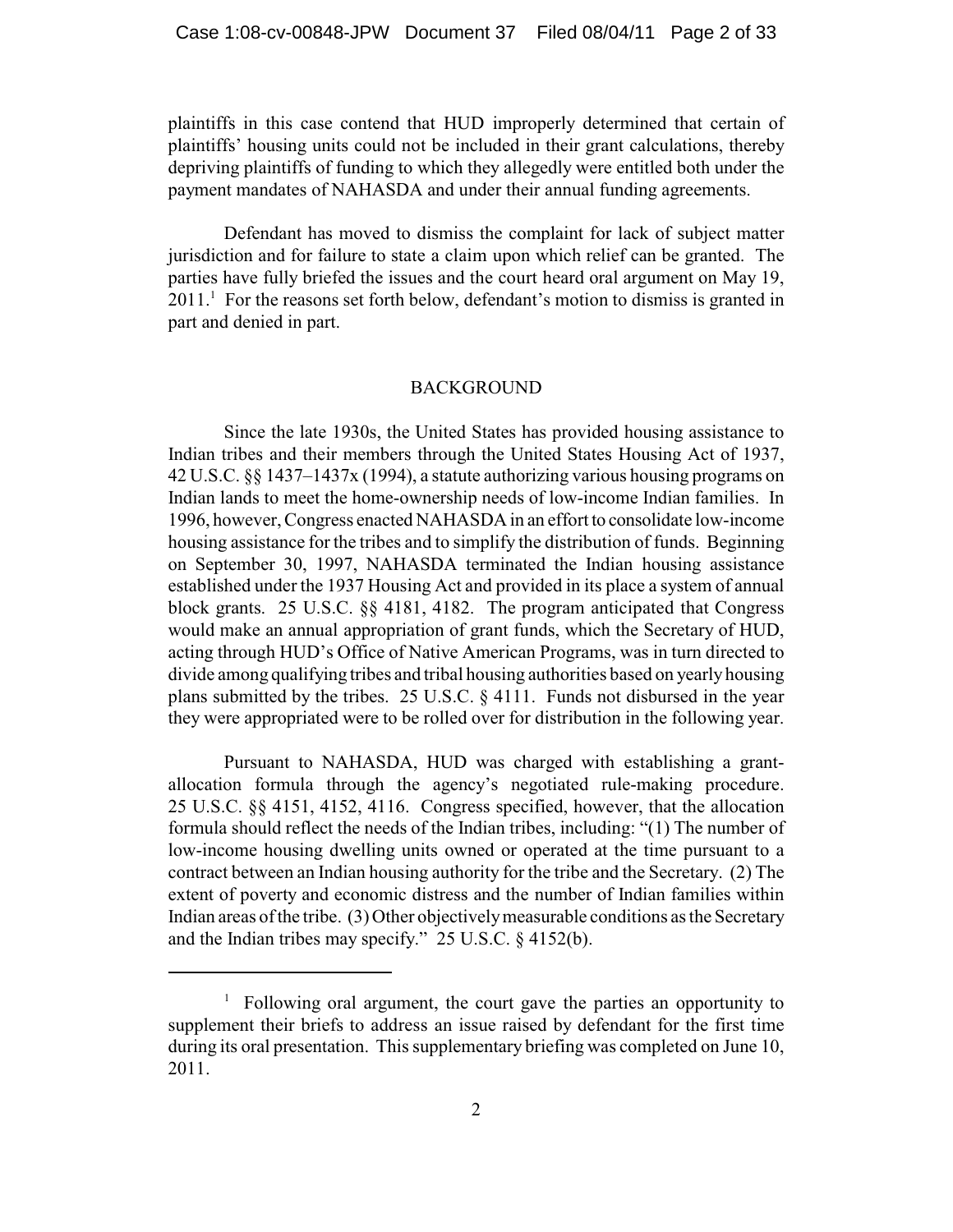plaintiffs in this case contend that HUD improperly determined that certain of plaintiffs' housing units could not be included in their grant calculations, thereby depriving plaintiffs of funding to which they allegedly were entitled both under the payment mandates of NAHASDA and under their annual funding agreements.

Defendant has moved to dismiss the complaint for lack of subject matter jurisdiction and for failure to state a claim upon which relief can be granted. The parties have fully briefed the issues and the court heard oral argument on May 19, 2011.[1] For the reasons set forth below, defendant's motion to dismiss is granted in part and denied in part.

## BACKGROUND

Since the late 1930s, the United States has provided housing assistance to Indian tribes and their members through the United States Housing Act of 1937, 42 U.S.C. §§ 1437–1437x (1994), a statute authorizing various housing programs on Indian lands to meet the home-ownership needs of low-income Indian families. In 1996, however, Congress enacted NAHASDA in an effort to consolidate low-income housing assistance for the tribes and to simplify the distribution of funds. Beginning on September 30, 1997, NAHASDA terminated the Indian housing assistance established under the 1937 Housing Act and provided in its place a system of annual block grants. 25 U.S.C. §§ 4181, 4182. The program anticipated that Congress would make an annual appropriation of grant funds, which the Secretary of HUD, acting through HUD's Office of Native American Programs, was in turn directed to divide among qualifying tribes and tribal housing authorities based on yearly housing plans submitted by the tribes. 25 U.S.C. § 4111. Funds not disbursed in the year they were appropriated were to be rolled over for distribution in the following year.

Pursuant to NAHASDA, HUD was charged with establishing a grant-allocation formula through the agency's negotiated rule-making procedure. 25 U.S.C. §§ 4151, 4152, 4116. Congress specified, however, that the allocation formula should reflect the needs of the Indian tribes, including: "(1) The number of low-income housing dwelling units owned or operated at the time pursuant to a contract between an Indian housing authority for the tribe and the Secretary. (2) The extent of poverty and economic distress and the number of Indian families within Indian areas of the tribe. (3) Other objectively measurable conditions as the Secretary and the Indian tribes may specify." 25 U.S.C. § 4152(b).

---

[1] Following oral argument, the court gave the parties an opportunity to supplement their briefs to address an issue raised by defendant for the first time during its oral presentation. This supplementary briefing was completed on June 10, 2011.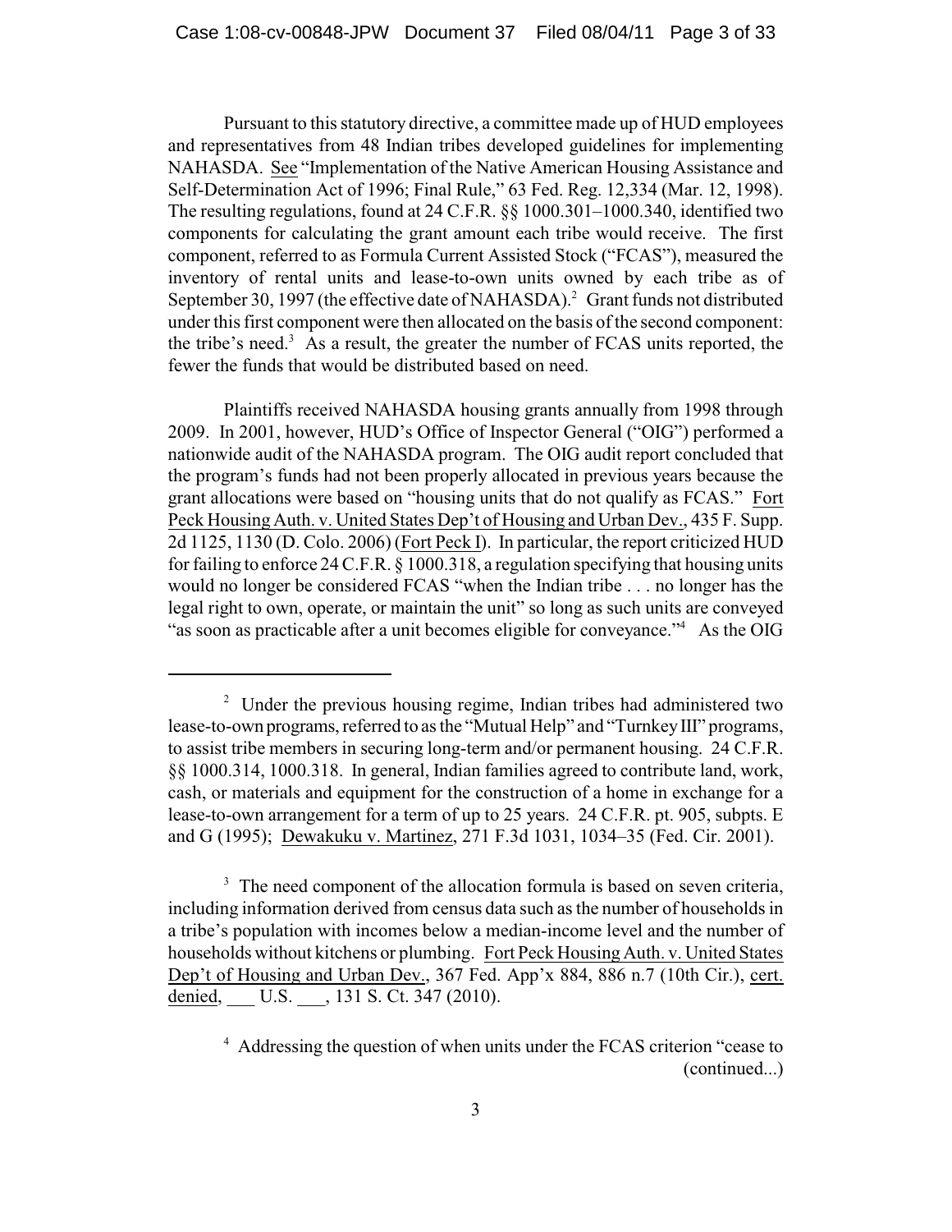Pursuant to this statutory directive, a committee made up of HUD employees and representatives from 48 Indian tribes developed guidelines for implementing NAHASDA. See "Implementation of the Native American Housing Assistance and Self-Determination Act of 1996; Final Rule," 63 Fed. Reg. 12,334 (Mar. 12, 1998). The resulting regulations, found at 24 C.F.R. §§ 1000.301–1000.340, identified two components for calculating the grant amount each tribe would receive. The first component, referred to as Formula Current Assisted Stock ("FCAS"), measured the inventory of rental units and lease-to-own units owned by each tribe as of September 30, 1997 (the effective date of NAHASDA).[2] Grant funds not distributed under this first component were then allocated on the basis of the second component: the tribe's need.[3] As a result, the greater the number of FCAS units reported, the fewer the funds that would be distributed based on need.

Plaintiffs received NAHASDA housing grants annually from 1998 through 2009. In 2001, however, HUD's Office of Inspector General ("OIG") performed a nationwide audit of the NAHASDA program. The OIG audit report concluded that the program's funds had not been properly allocated in previous years because the grant allocations were based on "housing units that do not qualify as FCAS." Fort Peck Housing Auth. v. United States Dep't of Housing and Urban Dev., 435 F. Supp. 2d 1125, 1130 (D. Colo. 2006) (Fort Peck I). In particular, the report criticized HUD for failing to enforce 24 C.F.R. § 1000.318, a regulation specifying that housing units would no longer be considered FCAS "when the Indian tribe . . . no longer has the legal right to own, operate, or maintain the unit" so long as such units are conveyed "as soon as practicable after a unit becomes eligible for conveyance."[4] As the OIG

---

[2] Under the previous housing regime, Indian tribes had administered two lease-to-own programs, referred to as the "Mutual Help" and "Turnkey III" programs, to assist tribe members in securing long-term and/or permanent housing. 24 C.F.R. §§ 1000.314, 1000.318. In general, Indian families agreed to contribute land, work, cash, or materials and equipment for the construction of a home in exchange for a lease-to-own arrangement for a term of up to 25 years. 24 C.F.R. pt. 905, subpts. E and G (1995); Dewakuku v. Martinez, 271 F.3d 1031, 1034–35 (Fed. Cir. 2001).

[3] The need component of the allocation formula is based on seven criteria, including information derived from census data such as the number of households in a tribe's population with incomes below a median-income level and the number of households without kitchens or plumbing. Fort Peck Housing Auth. v. United States Dep't of Housing and Urban Dev., 367 Fed. App'x 884, 886 n.7 (10th Cir.), cert. denied, ___ U.S. ___, 131 S. Ct. 347 (2010).

[4] Addressing the question of when units under the FCAS criterion "cease to (continued...)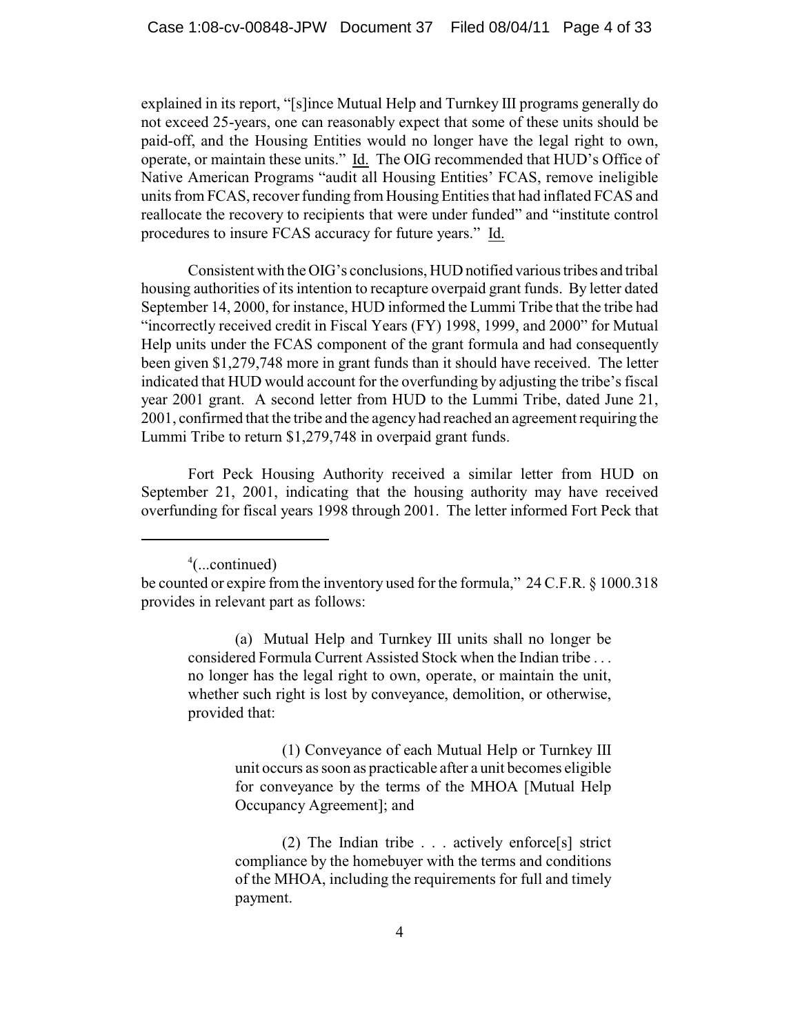explained in its report, "[s]ince Mutual Help and Turnkey III programs generally do not exceed 25-years, one can reasonably expect that some of these units should be paid-off, and the Housing Entities would no longer have the legal right to own, operate, or maintain these units." Id. The OIG recommended that HUD's Office of Native American Programs "audit all Housing Entities' FCAS, remove ineligible units from FCAS, recover funding from Housing Entities that had inflated FCAS and reallocate the recovery to recipients that were under funded" and "institute control procedures to insure FCAS accuracy for future years." Id.

Consistent with the OIG's conclusions, HUD notified various tribes and tribal housing authorities of its intention to recapture overpaid grant funds. By letter dated September 14, 2000, for instance, HUD informed the Lummi Tribe that the tribe had "incorrectly received credit in Fiscal Years (FY) 1998, 1999, and 2000" for Mutual Help units under the FCAS component of the grant formula and had consequently been given $1,279,748 more in grant funds than it should have received. The letter indicated that HUD would account for the overfunding by adjusting the tribe's fiscal year 2001 grant. A second letter from HUD to the Lummi Tribe, dated June 21, 2001, confirmed that the tribe and the agency had reached an agreement requiring the Lummi Tribe to return $1,279,748 in overpaid grant funds.

Fort Peck Housing Authority received a similar letter from HUD on September 21, 2001, indicating that the housing authority may have received overfunding for fiscal years 1998 through 2001. The letter informed Fort Peck that

---

[4](...continued)

be counted or expire from the inventory used for the formula," 24 C.F.R. § 1000.318 provides in relevant part as follows:

> (a) Mutual Help and Turnkey III units shall no longer be considered Formula Current Assisted Stock when the Indian tribe . . . no longer has the legal right to own, operate, or maintain the unit, whether such right is lost by conveyance, demolition, or otherwise, provided that:
>
> > (1) Conveyance of each Mutual Help or Turnkey III unit occurs as soon as practicable after a unit becomes eligible for conveyance by the terms of the MHOA [Mutual Help Occupancy Agreement]; and
> >
> > (2) The Indian tribe . . . actively enforce[s] strict compliance by the homebuyer with the terms and conditions of the MHOA, including the requirements for full and timely payment.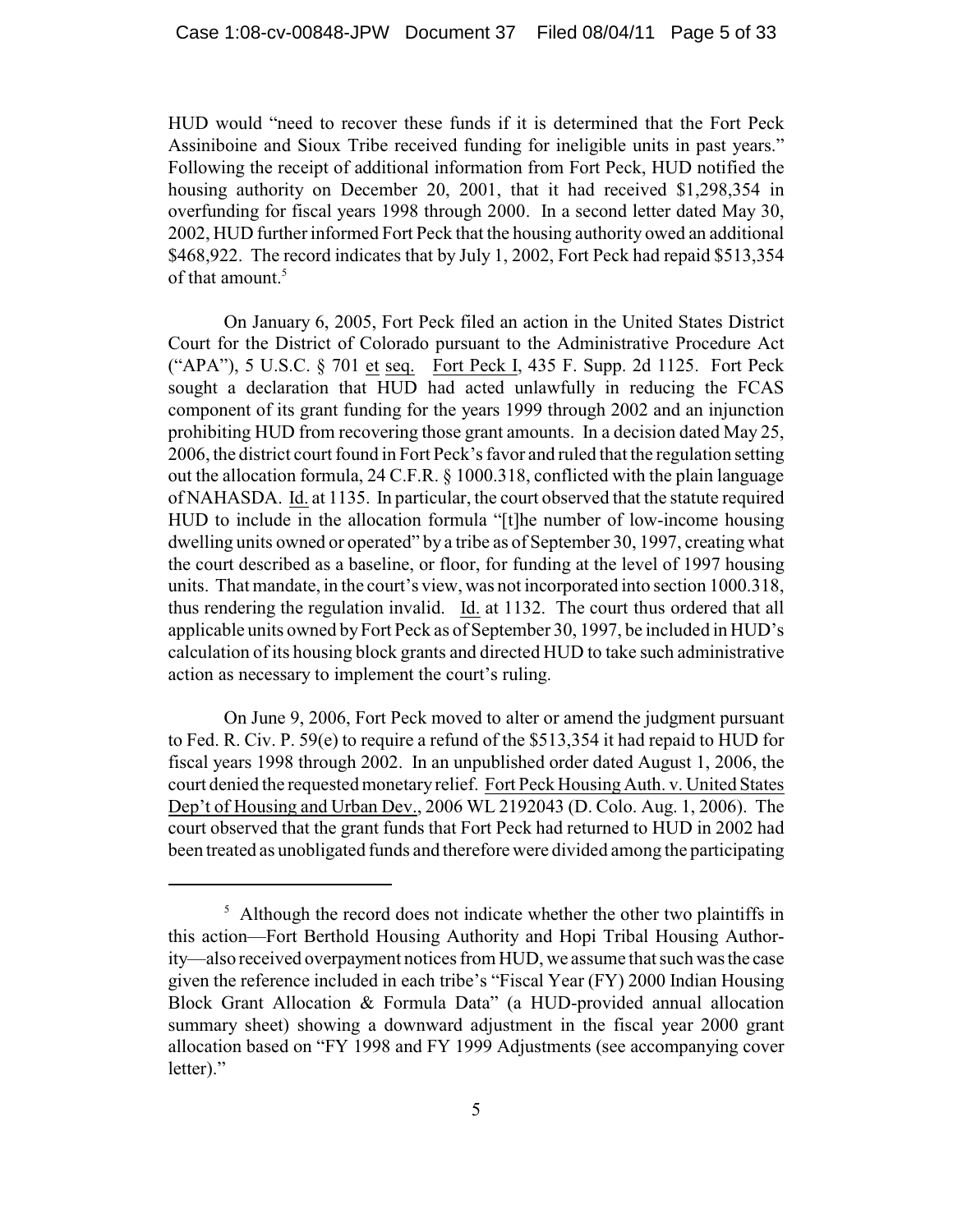HUD would "need to recover these funds if it is determined that the Fort Peck Assiniboine and Sioux Tribe received funding for ineligible units in past years." Following the receipt of additional information from Fort Peck, HUD notified the housing authority on December 20, 2001, that it had received $1,298,354 in overfunding for fiscal years 1998 through 2000. In a second letter dated May 30, 2002, HUD further informed Fort Peck that the housing authority owed an additional $468,922. The record indicates that by July 1, 2002, Fort Peck had repaid $513,354 of that amount.[5]

On January 6, 2005, Fort Peck filed an action in the United States District Court for the District of Colorado pursuant to the Administrative Procedure Act ("APA"), 5 U.S.C. § 701 et seq. Fort Peck I, 435 F. Supp. 2d 1125. Fort Peck sought a declaration that HUD had acted unlawfully in reducing the FCAS component of its grant funding for the years 1999 through 2002 and an injunction prohibiting HUD from recovering those grant amounts. In a decision dated May 25, 2006, the district court found in Fort Peck's favor and ruled that the regulation setting out the allocation formula, 24 C.F.R. § 1000.318, conflicted with the plain language of NAHASDA. Id. at 1135. In particular, the court observed that the statute required HUD to include in the allocation formula "[t]he number of low-income housing dwelling units owned or operated" by a tribe as of September 30, 1997, creating what the court described as a baseline, or floor, for funding at the level of 1997 housing units. That mandate, in the court's view, was not incorporated into section 1000.318, thus rendering the regulation invalid. Id. at 1132. The court thus ordered that all applicable units owned by Fort Peck as of September 30, 1997, be included in HUD's calculation of its housing block grants and directed HUD to take such administrative action as necessary to implement the court's ruling.

On June 9, 2006, Fort Peck moved to alter or amend the judgment pursuant to Fed. R. Civ. P. 59(e) to require a refund of the $513,354 it had repaid to HUD for fiscal years 1998 through 2002. In an unpublished order dated August 1, 2006, the court denied the requested monetary relief. Fort Peck Housing Auth. v. United States Dep't of Housing and Urban Dev., 2006 WL 2192043 (D. Colo. Aug. 1, 2006). The court observed that the grant funds that Fort Peck had returned to HUD in 2002 had been treated as unobligated funds and therefore were divided among the participating

[5] Although the record does not indicate whether the other two plaintiffs in this action—Fort Berthold Housing Authority and Hopi Tribal Housing Authority—also received overpayment notices from HUD, we assume that such was the case given the reference included in each tribe's "Fiscal Year (FY) 2000 Indian Housing Block Grant Allocation & Formula Data" (a HUD-provided annual allocation summary sheet) showing a downward adjustment in the fiscal year 2000 grant allocation based on "FY 1998 and FY 1999 Adjustments (see accompanying cover letter)."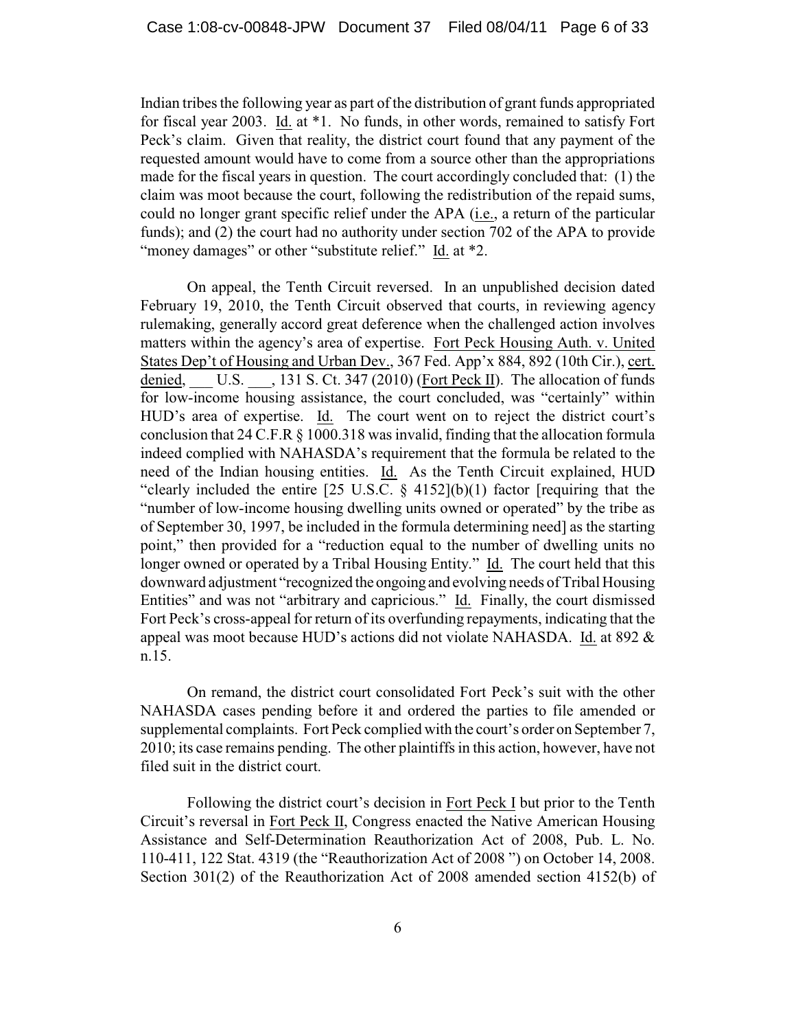Indian tribes the following year as part of the distribution of grant funds appropriated for fiscal year 2003. Id. at *1. No funds, in other words, remained to satisfy Fort Peck's claim. Given that reality, the district court found that any payment of the requested amount would have to come from a source other than the appropriations made for the fiscal years in question. The court accordingly concluded that: (1) the claim was moot because the court, following the redistribution of the repaid sums, could no longer grant specific relief under the APA (i.e., a return of the particular funds); and (2) the court had no authority under section 702 of the APA to provide "money damages" or other "substitute relief." Id. at *2.

On appeal, the Tenth Circuit reversed. In an unpublished decision dated February 19, 2010, the Tenth Circuit observed that courts, in reviewing agency rulemaking, generally accord great deference when the challenged action involves matters within the agency's area of expertise. Fort Peck Housing Auth. v. United States Dep't of Housing and Urban Dev., 367 Fed. App'x 884, 892 (10th Cir.), cert. denied, ___ U.S. ___, 131 S. Ct. 347 (2010) (Fort Peck II). The allocation of funds for low-income housing assistance, the court concluded, was "certainly" within HUD's area of expertise. Id. The court went on to reject the district court's conclusion that 24 C.F.R § 1000.318 was invalid, finding that the allocation formula indeed complied with NAHASDA's requirement that the formula be related to the need of the Indian housing entities. Id. As the Tenth Circuit explained, HUD "clearly included the entire [25 U.S.C. § 4152](b)(1) factor [requiring that the "number of low-income housing dwelling units owned or operated" by the tribe as of September 30, 1997, be included in the formula determining need] as the starting point," then provided for a "reduction equal to the number of dwelling units no longer owned or operated by a Tribal Housing Entity." Id. The court held that this downward adjustment "recognized the ongoing and evolving needs of Tribal Housing Entities" and was not "arbitrary and capricious." Id. Finally, the court dismissed Fort Peck's cross-appeal for return of its overfunding repayments, indicating that the appeal was moot because HUD's actions did not violate NAHASDA. Id. at 892 & n.15.

On remand, the district court consolidated Fort Peck's suit with the other NAHASDA cases pending before it and ordered the parties to file amended or supplemental complaints. Fort Peck complied with the court's order on September 7, 2010; its case remains pending. The other plaintiffs in this action, however, have not filed suit in the district court.

Following the district court's decision in Fort Peck I but prior to the Tenth Circuit's reversal in Fort Peck II, Congress enacted the Native American Housing Assistance and Self-Determination Reauthorization Act of 2008, Pub. L. No. 110-411, 122 Stat. 4319 (the "Reauthorization Act of 2008 ") on October 14, 2008. Section 301(2) of the Reauthorization Act of 2008 amended section 4152(b) of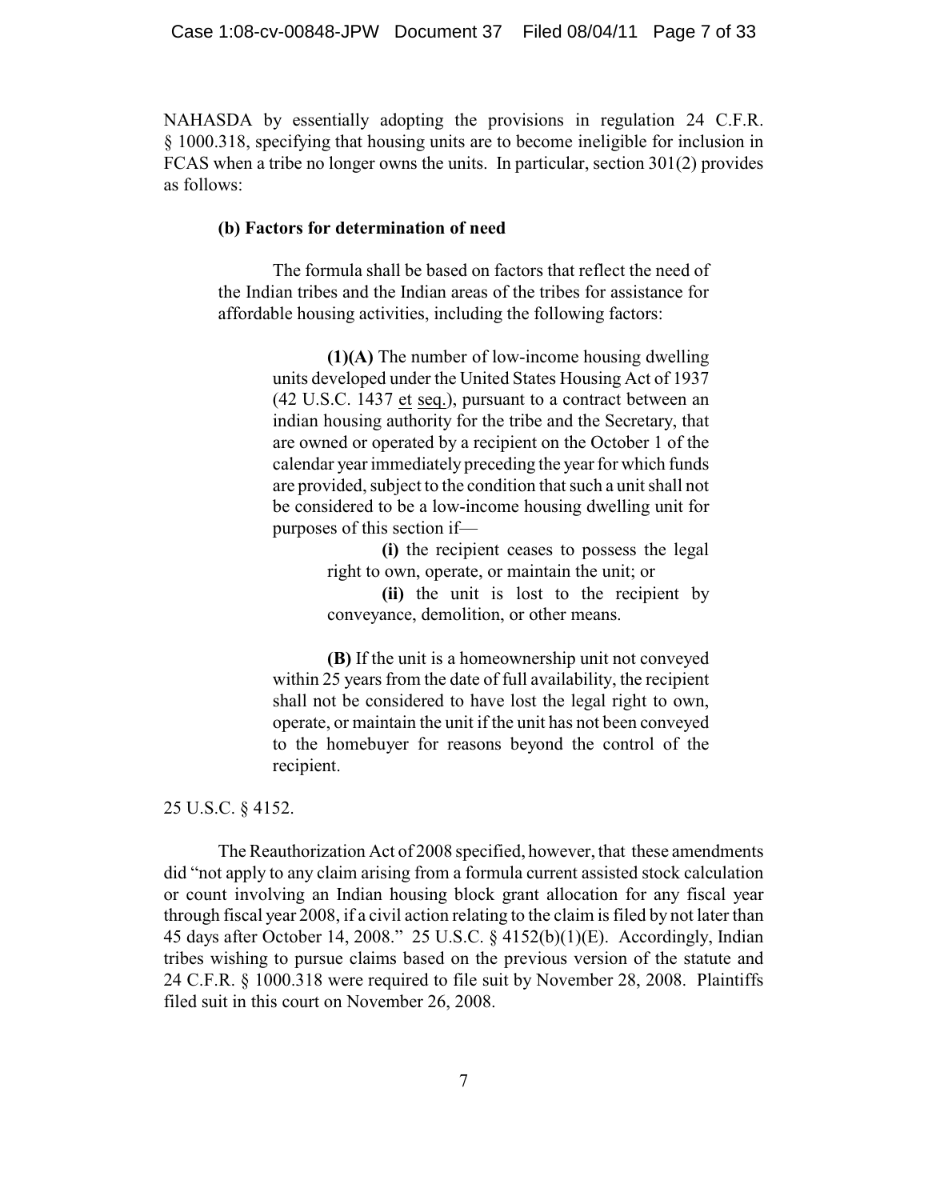NAHASDA by essentially adopting the provisions in regulation 24 C.F.R. § 1000.318, specifying that housing units are to become ineligible for inclusion in FCAS when a tribe no longer owns the units. In particular, section 301(2) provides as follows:

> **(b) Factors for determination of need**
>
> The formula shall be based on factors that reflect the need of the Indian tribes and the Indian areas of the tribes for assistance for affordable housing activities, including the following factors:
>
> > **(1)(A)** The number of low-income housing dwelling units developed under the United States Housing Act of 1937 (42 U.S.C. 1437 et seq.), pursuant to a contract between an indian housing authority for the tribe and the Secretary, that are owned or operated by a recipient on the October 1 of the calendar year immediately preceding the year for which funds are provided, subject to the condition that such a unit shall not be considered to be a low-income housing dwelling unit for purposes of this section if—
> >
> > > **(i)** the recipient ceases to possess the legal right to own, operate, or maintain the unit; or
> > >
> > > **(ii)** the unit is lost to the recipient by conveyance, demolition, or other means.
> >
> > **(B)** If the unit is a homeownership unit not conveyed within 25 years from the date of full availability, the recipient shall not be considered to have lost the legal right to own, operate, or maintain the unit if the unit has not been conveyed to the homebuyer for reasons beyond the control of the recipient.

25 U.S.C. § 4152.

The Reauthorization Act of 2008 specified, however, that these amendments did "not apply to any claim arising from a formula current assisted stock calculation or count involving an Indian housing block grant allocation for any fiscal year through fiscal year 2008, if a civil action relating to the claim is filed by not later than 45 days after October 14, 2008." 25 U.S.C. § 4152(b)(1)(E). Accordingly, Indian tribes wishing to pursue claims based on the previous version of the statute and 24 C.F.R. § 1000.318 were required to file suit by November 28, 2008. Plaintiffs filed suit in this court on November 26, 2008.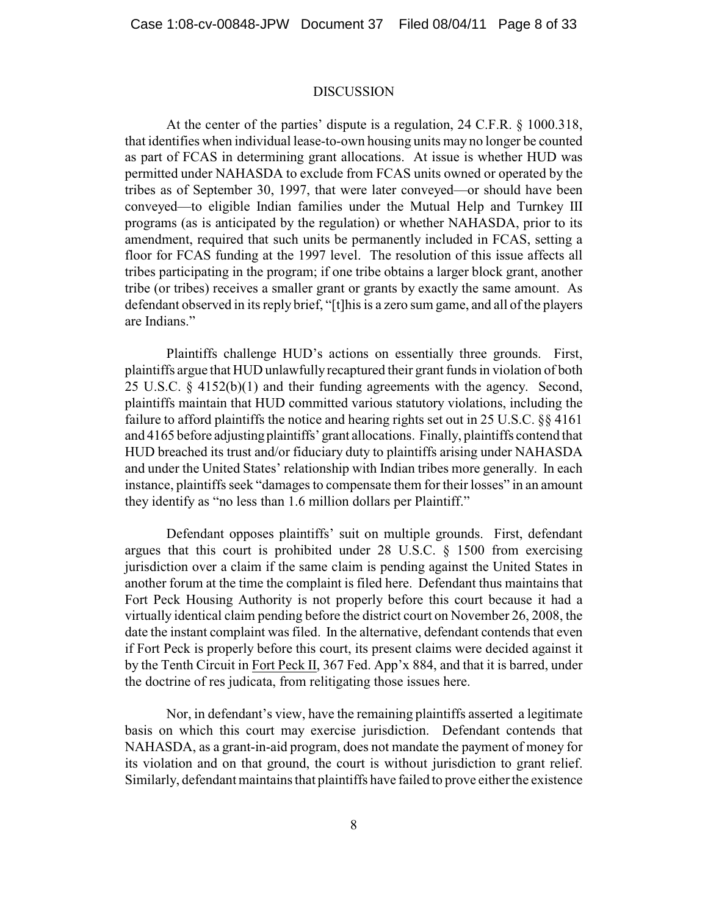## DISCUSSION

At the center of the parties' dispute is a regulation, 24 C.F.R. § 1000.318, that identifies when individual lease-to-own housing units may no longer be counted as part of FCAS in determining grant allocations. At issue is whether HUD was permitted under NAHASDA to exclude from FCAS units owned or operated by the tribes as of September 30, 1997, that were later conveyed—or should have been conveyed—to eligible Indian families under the Mutual Help and Turnkey III programs (as is anticipated by the regulation) or whether NAHASDA, prior to its amendment, required that such units be permanently included in FCAS, setting a floor for FCAS funding at the 1997 level. The resolution of this issue affects all tribes participating in the program; if one tribe obtains a larger block grant, another tribe (or tribes) receives a smaller grant or grants by exactly the same amount. As defendant observed in its reply brief, "[t]his is a zero sum game, and all of the players are Indians."

Plaintiffs challenge HUD's actions on essentially three grounds. First, plaintiffs argue that HUD unlawfully recaptured their grant funds in violation of both 25 U.S.C. § 4152(b)(1) and their funding agreements with the agency. Second, plaintiffs maintain that HUD committed various statutory violations, including the failure to afford plaintiffs the notice and hearing rights set out in 25 U.S.C. §§ 4161 and 4165 before adjusting plaintiffs' grant allocations. Finally, plaintiffs contend that HUD breached its trust and/or fiduciary duty to plaintiffs arising under NAHASDA and under the United States' relationship with Indian tribes more generally. In each instance, plaintiffs seek "damages to compensate them for their losses" in an amount they identify as "no less than 1.6 million dollars per Plaintiff."

Defendant opposes plaintiffs' suit on multiple grounds. First, defendant argues that this court is prohibited under 28 U.S.C. § 1500 from exercising jurisdiction over a claim if the same claim is pending against the United States in another forum at the time the complaint is filed here. Defendant thus maintains that Fort Peck Housing Authority is not properly before this court because it had a virtually identical claim pending before the district court on November 26, 2008, the date the instant complaint was filed. In the alternative, defendant contends that even if Fort Peck is properly before this court, its present claims were decided against it by the Tenth Circuit in Fort Peck II, 367 Fed. App'x 884, and that it is barred, under the doctrine of res judicata, from relitigating those issues here.

Nor, in defendant's view, have the remaining plaintiffs asserted a legitimate basis on which this court may exercise jurisdiction. Defendant contends that NAHASDA, as a grant-in-aid program, does not mandate the payment of money for its violation and on that ground, the court is without jurisdiction to grant relief. Similarly, defendant maintains that plaintiffs have failed to prove either the existence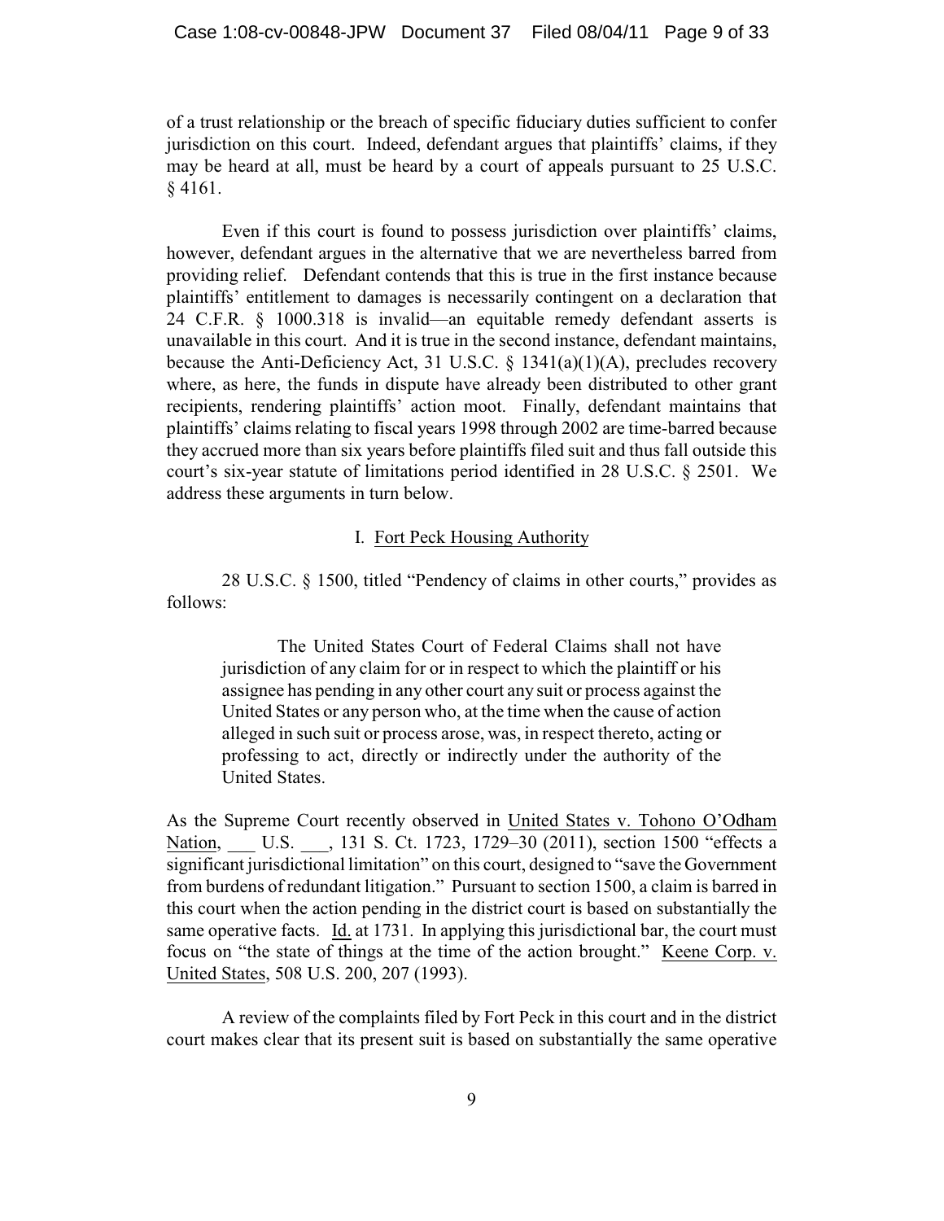of a trust relationship or the breach of specific fiduciary duties sufficient to confer jurisdiction on this court. Indeed, defendant argues that plaintiffs' claims, if they may be heard at all, must be heard by a court of appeals pursuant to 25 U.S.C. § 4161.

Even if this court is found to possess jurisdiction over plaintiffs' claims, however, defendant argues in the alternative that we are nevertheless barred from providing relief. Defendant contends that this is true in the first instance because plaintiffs' entitlement to damages is necessarily contingent on a declaration that 24 C.F.R. § 1000.318 is invalid—an equitable remedy defendant asserts is unavailable in this court. And it is true in the second instance, defendant maintains, because the Anti-Deficiency Act, 31 U.S.C. § 1341(a)(1)(A), precludes recovery where, as here, the funds in dispute have already been distributed to other grant recipients, rendering plaintiffs' action moot. Finally, defendant maintains that plaintiffs' claims relating to fiscal years 1998 through 2002 are time-barred because they accrued more than six years before plaintiffs filed suit and thus fall outside this court's six-year statute of limitations period identified in 28 U.S.C. § 2501. We address these arguments in turn below.

## I. Fort Peck Housing Authority

28 U.S.C. § 1500, titled "Pendency of claims in other courts," provides as follows:

> The United States Court of Federal Claims shall not have jurisdiction of any claim for or in respect to which the plaintiff or his assignee has pending in any other court any suit or process against the United States or any person who, at the time when the cause of action alleged in such suit or process arose, was, in respect thereto, acting or professing to act, directly or indirectly under the authority of the United States.

As the Supreme Court recently observed in United States v. Tohono O'Odham Nation, ___ U.S. ___, 131 S. Ct. 1723, 1729–30 (2011), section 1500 "effects a significant jurisdictional limitation" on this court, designed to "save the Government from burdens of redundant litigation." Pursuant to section 1500, a claim is barred in this court when the action pending in the district court is based on substantially the same operative facts. Id. at 1731. In applying this jurisdictional bar, the court must focus on "the state of things at the time of the action brought." Keene Corp. v. United States, 508 U.S. 200, 207 (1993).

A review of the complaints filed by Fort Peck in this court and in the district court makes clear that its present suit is based on substantially the same operative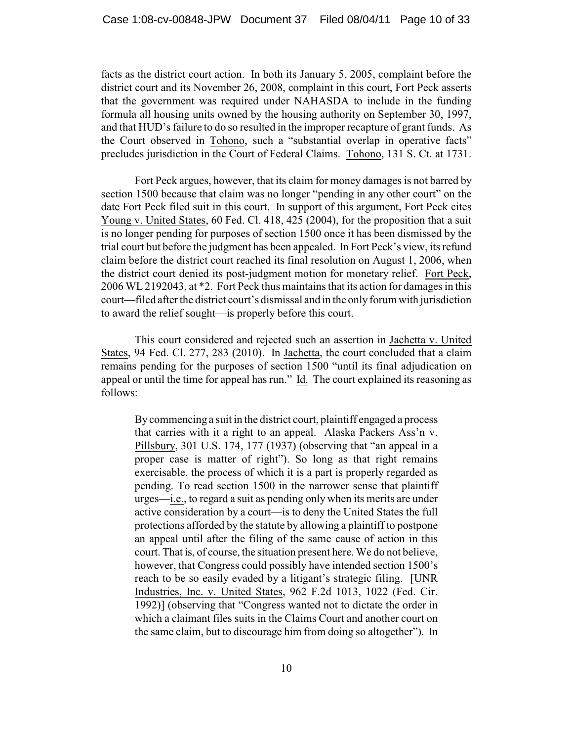facts as the district court action. In both its January 5, 2005, complaint before the district court and its November 26, 2008, complaint in this court, Fort Peck asserts that the government was required under NAHASDA to include in the funding formula all housing units owned by the housing authority on September 30, 1997, and that HUD's failure to do so resulted in the improper recapture of grant funds. As the Court observed in Tohono, such a "substantial overlap in operative facts" precludes jurisdiction in the Court of Federal Claims. Tohono, 131 S. Ct. at 1731.

Fort Peck argues, however, that its claim for money damages is not barred by section 1500 because that claim was no longer "pending in any other court" on the date Fort Peck filed suit in this court. In support of this argument, Fort Peck cites Young v. United States, 60 Fed. Cl. 418, 425 (2004), for the proposition that a suit is no longer pending for purposes of section 1500 once it has been dismissed by the trial court but before the judgment has been appealed. In Fort Peck's view, its refund claim before the district court reached its final resolution on August 1, 2006, when the district court denied its post-judgment motion for monetary relief. Fort Peck, 2006 WL 2192043, at *2. Fort Peck thus maintains that its action for damages in this court—filed after the district court's dismissal and in the only forum with jurisdiction to award the relief sought—is properly before this court.

This court considered and rejected such an assertion in Jachetta v. United States, 94 Fed. Cl. 277, 283 (2010). In Jachetta, the court concluded that a claim remains pending for the purposes of section 1500 "until its final adjudication on appeal or until the time for appeal has run." Id. The court explained its reasoning as follows:

> By commencing a suit in the district court, plaintiff engaged a process that carries with it a right to an appeal. Alaska Packers Ass'n v. Pillsbury, 301 U.S. 174, 177 (1937) (observing that "an appeal in a proper case is matter of right"). So long as that right remains exercisable, the process of which it is a part is properly regarded as pending. To read section 1500 in the narrower sense that plaintiff urges—i.e., to regard a suit as pending only when its merits are under active consideration by a court—is to deny the United States the full protections afforded by the statute by allowing a plaintiff to postpone an appeal until after the filing of the same cause of action in this court. That is, of course, the situation present here. We do not believe, however, that Congress could possibly have intended section 1500's reach to be so easily evaded by a litigant's strategic filing. [UNR Industries, Inc. v. United States, 962 F.2d 1013, 1022 (Fed. Cir. 1992)] (observing that "Congress wanted not to dictate the order in which a claimant files suits in the Claims Court and another court on the same claim, but to discourage him from doing so altogether"). In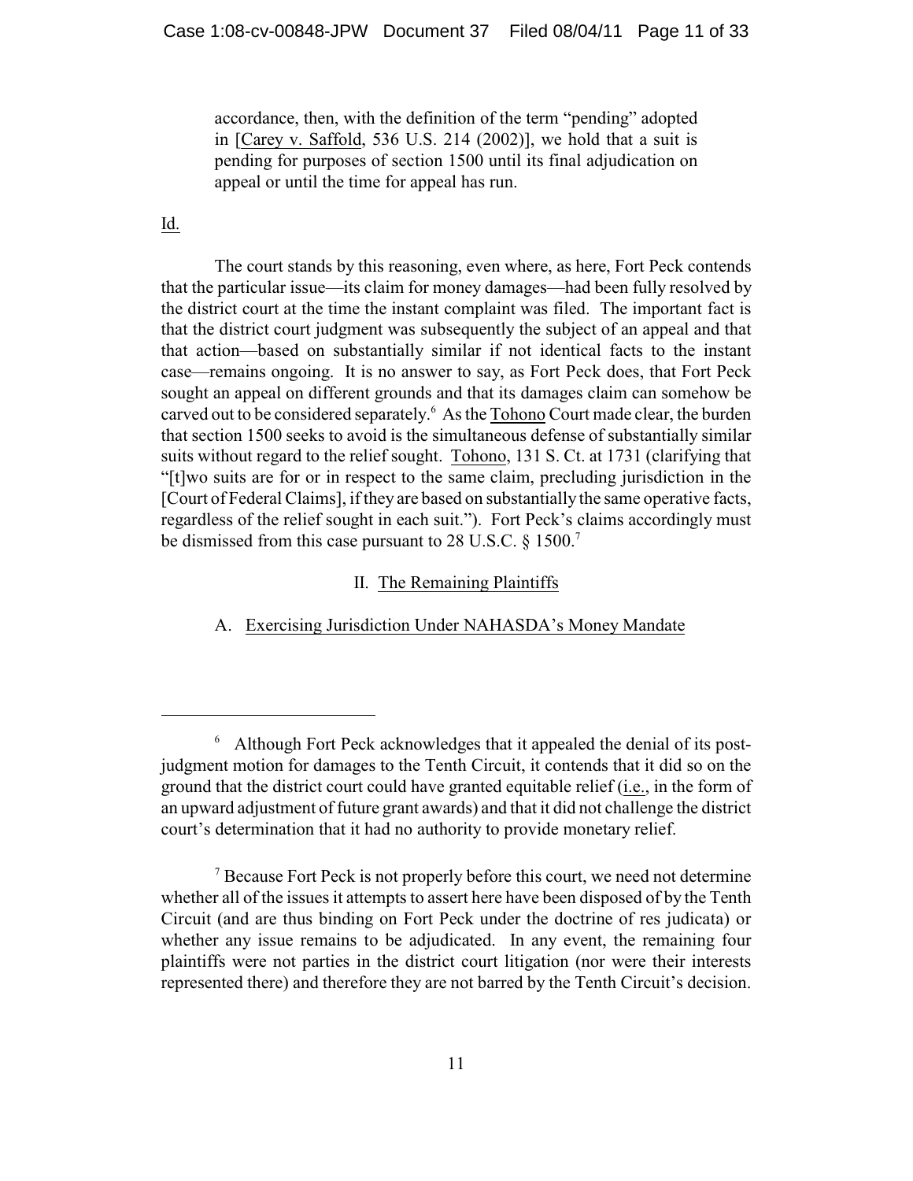> accordance, then, with the definition of the term "pending" adopted in [Carey v. Saffold, 536 U.S. 214 (2002)], we hold that a suit is pending for purposes of section 1500 until its final adjudication on appeal or until the time for appeal has run.

Id.

The court stands by this reasoning, even where, as here, Fort Peck contends that the particular issue—its claim for money damages—had been fully resolved by the district court at the time the instant complaint was filed. The important fact is that the district court judgment was subsequently the subject of an appeal and that that action—based on substantially similar if not identical facts to the instant case—remains ongoing. It is no answer to say, as Fort Peck does, that Fort Peck sought an appeal on different grounds and that its damages claim can somehow be carved out to be considered separately.[6] As the Tohono Court made clear, the burden that section 1500 seeks to avoid is the simultaneous defense of substantially similar suits without regard to the relief sought. Tohono, 131 S. Ct. at 1731 (clarifying that "[t]wo suits are for or in respect to the same claim, precluding jurisdiction in the [Court of Federal Claims], if they are based on substantially the same operative facts, regardless of the relief sought in each suit."). Fort Peck's claims accordingly must be dismissed from this case pursuant to 28 U.S.C. § 1500.[7]

## II. The Remaining Plaintiffs

### A. Exercising Jurisdiction Under NAHASDA's Money Mandate

---

[6] Although Fort Peck acknowledges that it appealed the denial of its post-judgment motion for damages to the Tenth Circuit, it contends that it did so on the ground that the district court could have granted equitable relief (i.e., in the form of an upward adjustment of future grant awards) and that it did not challenge the district court's determination that it had no authority to provide monetary relief.

[7] Because Fort Peck is not properly before this court, we need not determine whether all of the issues it attempts to assert here have been disposed of by the Tenth Circuit (and are thus binding on Fort Peck under the doctrine of res judicata) or whether any issue remains to be adjudicated. In any event, the remaining four plaintiffs were not parties in the district court litigation (nor were their interests represented there) and therefore they are not barred by the Tenth Circuit's decision.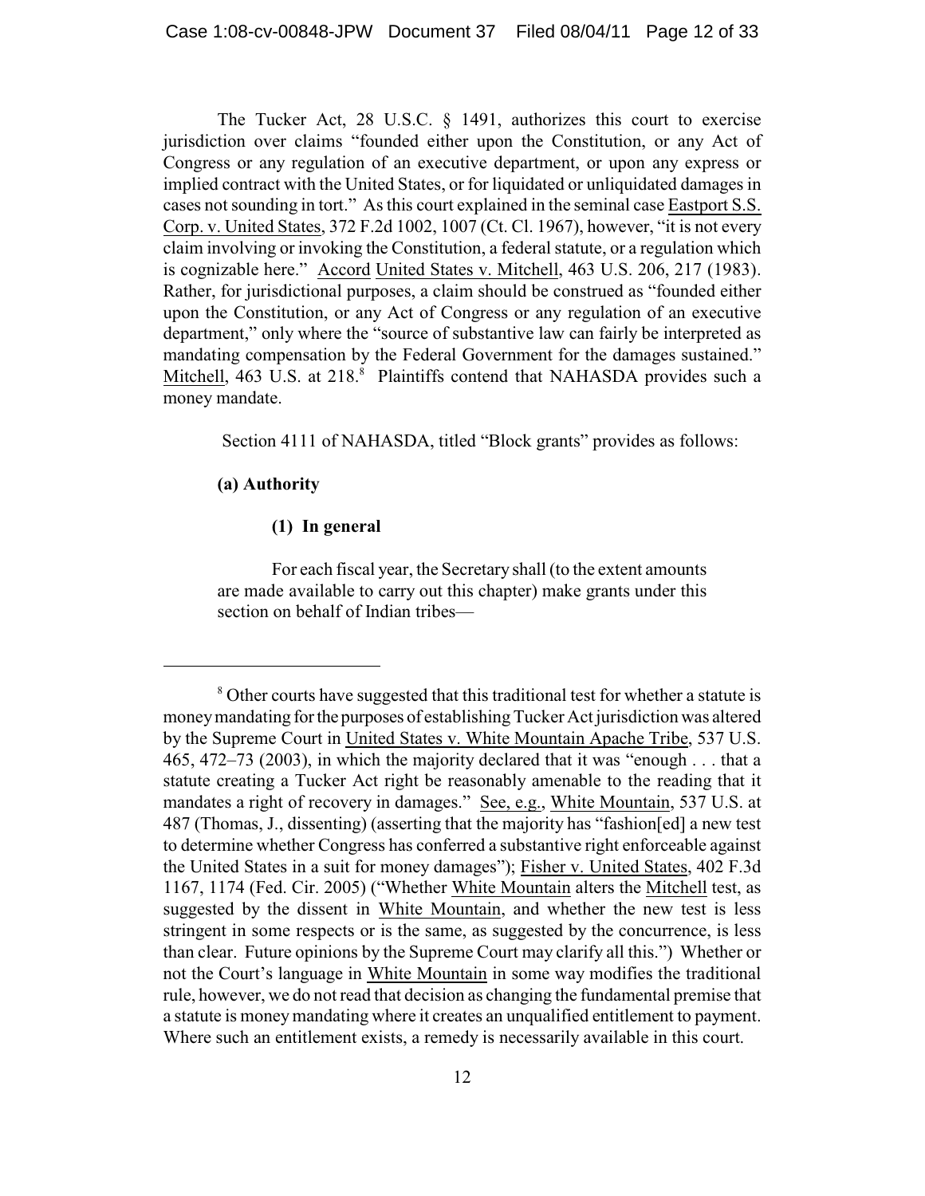The Tucker Act, 28 U.S.C. § 1491, authorizes this court to exercise jurisdiction over claims "founded either upon the Constitution, or any Act of Congress or any regulation of an executive department, or upon any express or implied contract with the United States, or for liquidated or unliquidated damages in cases not sounding in tort." As this court explained in the seminal case Eastport S.S. Corp. v. United States, 372 F.2d 1002, 1007 (Ct. Cl. 1967), however, "it is not every claim involving or invoking the Constitution, a federal statute, or a regulation which is cognizable here." Accord United States v. Mitchell, 463 U.S. 206, 217 (1983). Rather, for jurisdictional purposes, a claim should be construed as "founded either upon the Constitution, or any Act of Congress or any regulation of an executive department," only where the "source of substantive law can fairly be interpreted as mandating compensation by the Federal Government for the damages sustained." Mitchell, 463 U.S. at 218.[8] Plaintiffs contend that NAHASDA provides such a money mandate.

Section 4111 of NAHASDA, titled "Block grants" provides as follows:

**(a) Authority**

**(1) In general**

For each fiscal year, the Secretary shall (to the extent amounts are made available to carry out this chapter) make grants under this section on behalf of Indian tribes—

---

[8] Other courts have suggested that this traditional test for whether a statute is money mandating for the purposes of establishing Tucker Act jurisdiction was altered by the Supreme Court in United States v. White Mountain Apache Tribe, 537 U.S. 465, 472–73 (2003), in which the majority declared that it was "enough . . . that a statute creating a Tucker Act right be reasonably amenable to the reading that it mandates a right of recovery in damages." See, e.g., White Mountain, 537 U.S. at 487 (Thomas, J., dissenting) (asserting that the majority has "fashion[ed] a new test to determine whether Congress has conferred a substantive right enforceable against the United States in a suit for money damages"); Fisher v. United States, 402 F.3d 1167, 1174 (Fed. Cir. 2005) ("Whether White Mountain alters the Mitchell test, as suggested by the dissent in White Mountain, and whether the new test is less stringent in some respects or is the same, as suggested by the concurrence, is less than clear. Future opinions by the Supreme Court may clarify all this.") Whether or not the Court's language in White Mountain in some way modifies the traditional rule, however, we do not read that decision as changing the fundamental premise that a statute is money mandating where it creates an unqualified entitlement to payment. Where such an entitlement exists, a remedy is necessarily available in this court.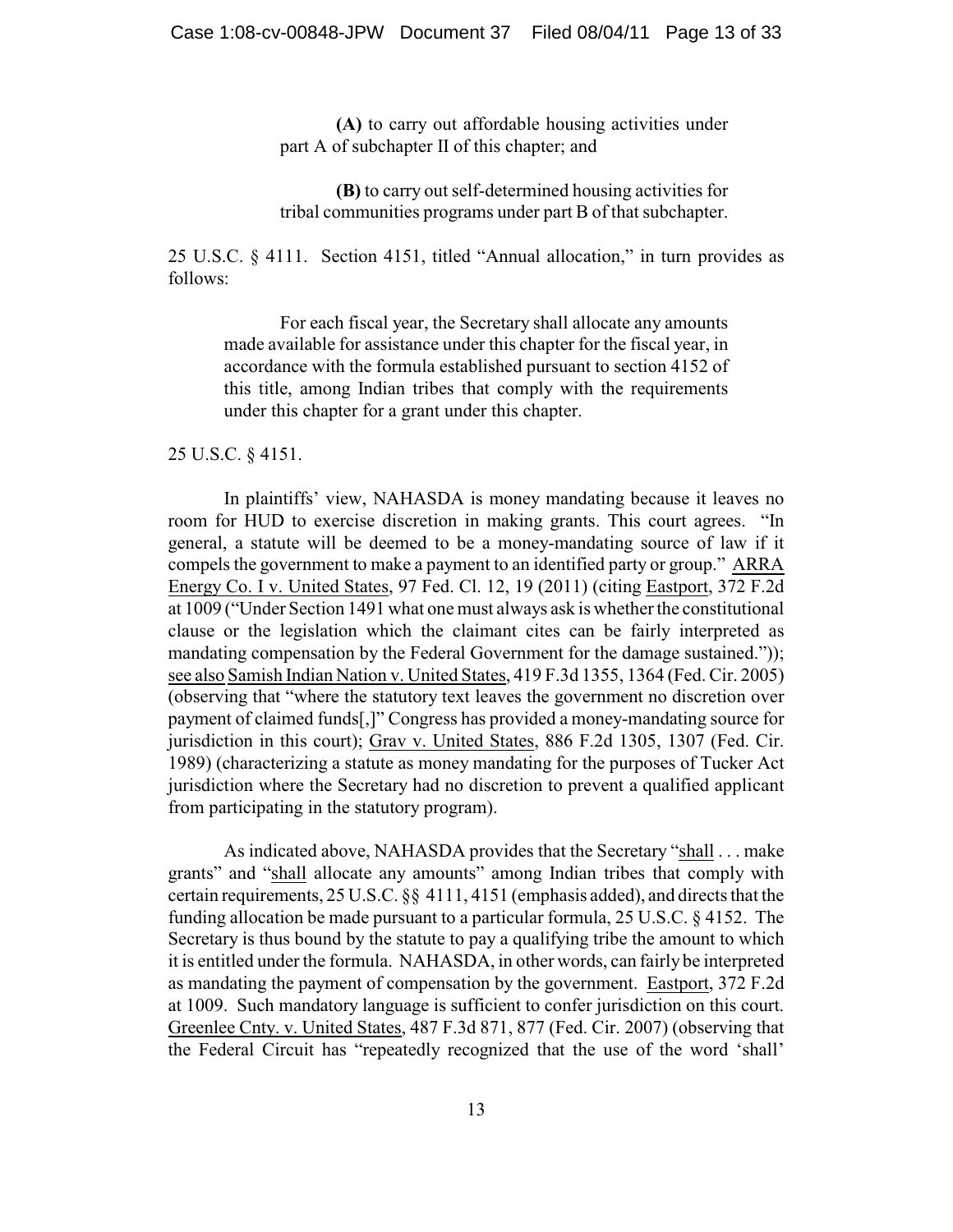> **(A)** to carry out affordable housing activities under part A of subchapter II of this chapter; and
>
> **(B)** to carry out self-determined housing activities for tribal communities programs under part B of that subchapter.

25 U.S.C. § 4111. Section 4151, titled "Annual allocation," in turn provides as follows:

> For each fiscal year, the Secretary shall allocate any amounts made available for assistance under this chapter for the fiscal year, in accordance with the formula established pursuant to section 4152 of this title, among Indian tribes that comply with the requirements under this chapter for a grant under this chapter.

25 U.S.C. § 4151.

In plaintiffs' view, NAHASDA is money mandating because it leaves no room for HUD to exercise discretion in making grants. This court agrees. "In general, a statute will be deemed to be a money-mandating source of law if it compels the government to make a payment to an identified party or group." ARRA Energy Co. I v. United States, 97 Fed. Cl. 12, 19 (2011) (citing Eastport, 372 F.2d at 1009 ("Under Section 1491 what one must always ask is whether the constitutional clause or the legislation which the claimant cites can be fairly interpreted as mandating compensation by the Federal Government for the damage sustained.")); see also Samish Indian Nation v. United States, 419 F.3d 1355, 1364 (Fed. Cir. 2005) (observing that "where the statutory text leaves the government no discretion over payment of claimed funds[,]" Congress has provided a money-mandating source for jurisdiction in this court); Grav v. United States, 886 F.2d 1305, 1307 (Fed. Cir. 1989) (characterizing a statute as money mandating for the purposes of Tucker Act jurisdiction where the Secretary had no discretion to prevent a qualified applicant from participating in the statutory program).

As indicated above, NAHASDA provides that the Secretary "shall . . . make grants" and "shall allocate any amounts" among Indian tribes that comply with certain requirements, 25 U.S.C. §§ 4111, 4151 (emphasis added), and directs that the funding allocation be made pursuant to a particular formula, 25 U.S.C. § 4152. The Secretary is thus bound by the statute to pay a qualifying tribe the amount to which it is entitled under the formula. NAHASDA, in other words, can fairly be interpreted as mandating the payment of compensation by the government. Eastport, 372 F.2d at 1009. Such mandatory language is sufficient to confer jurisdiction on this court. Greenlee Cnty. v. United States, 487 F.3d 871, 877 (Fed. Cir. 2007) (observing that the Federal Circuit has "repeatedly recognized that the use of the word 'shall'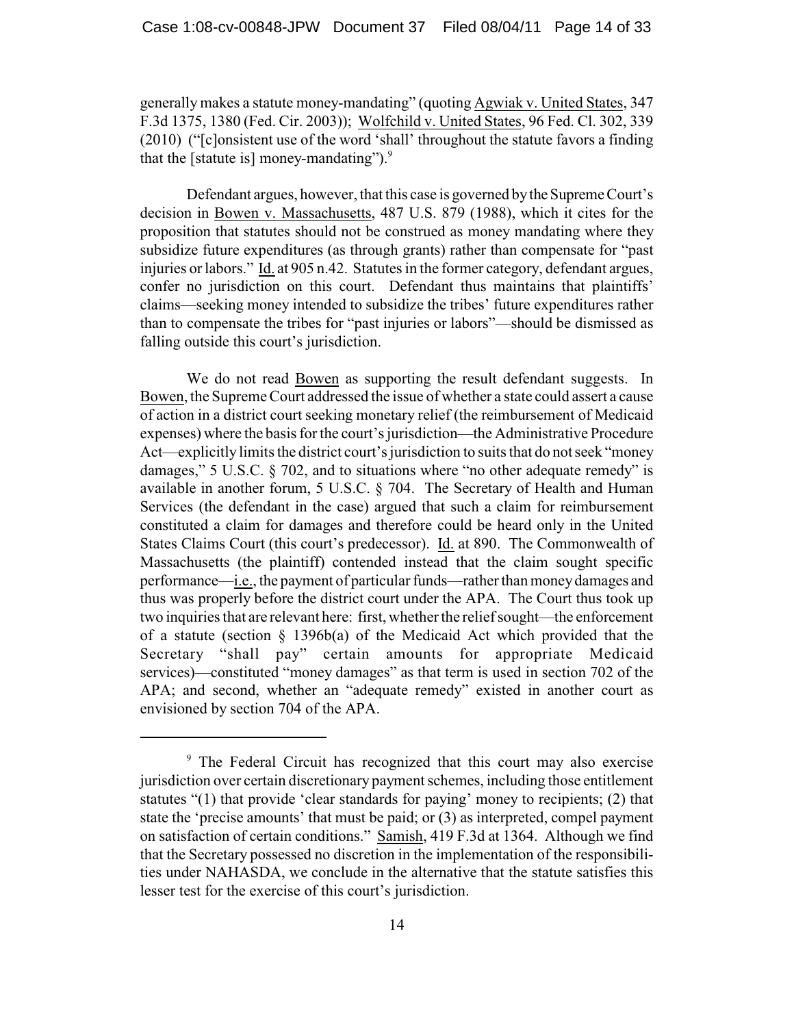generally makes a statute money-mandating" (quoting Agwiak v. United States, 347 F.3d 1375, 1380 (Fed. Cir. 2003)); Wolfchild v. United States, 96 Fed. Cl. 302, 339 (2010) ("[c]onsistent use of the word 'shall' throughout the statute favors a finding that the [statute is] money-mandating").[9]

Defendant argues, however, that this case is governed by the Supreme Court's decision in Bowen v. Massachusetts, 487 U.S. 879 (1988), which it cites for the proposition that statutes should not be construed as money mandating where they subsidize future expenditures (as through grants) rather than compensate for "past injuries or labors." Id. at 905 n.42. Statutes in the former category, defendant argues, confer no jurisdiction on this court. Defendant thus maintains that plaintiffs' claims—seeking money intended to subsidize the tribes' future expenditures rather than to compensate the tribes for "past injuries or labors"—should be dismissed as falling outside this court's jurisdiction.

We do not read Bowen as supporting the result defendant suggests. In Bowen, the Supreme Court addressed the issue of whether a state could assert a cause of action in a district court seeking monetary relief (the reimbursement of Medicaid expenses) where the basis for the court's jurisdiction—the Administrative Procedure Act—explicitly limits the district court's jurisdiction to suits that do not seek "money damages," 5 U.S.C. § 702, and to situations where "no other adequate remedy" is available in another forum, 5 U.S.C. § 704. The Secretary of Health and Human Services (the defendant in the case) argued that such a claim for reimbursement constituted a claim for damages and therefore could be heard only in the United States Claims Court (this court's predecessor). Id. at 890. The Commonwealth of Massachusetts (the plaintiff) contended instead that the claim sought specific performance—i.e., the payment of particular funds—rather than money damages and thus was properly before the district court under the APA. The Court thus took up two inquiries that are relevant here: first, whether the relief sought—the enforcement of a statute (section § 1396b(a) of the Medicaid Act which provided that the Secretary "shall pay" certain amounts for appropriate Medicaid services)—constituted "money damages" as that term is used in section 702 of the APA; and second, whether an "adequate remedy" existed in another court as envisioned by section 704 of the APA.

---

[9] The Federal Circuit has recognized that this court may also exercise jurisdiction over certain discretionary payment schemes, including those entitlement statutes "(1) that provide 'clear standards for paying' money to recipients; (2) that state the 'precise amounts' that must be paid; or (3) as interpreted, compel payment on satisfaction of certain conditions." Samish, 419 F.3d at 1364. Although we find that the Secretary possessed no discretion in the implementation of the responsibilities under NAHASDA, we conclude in the alternative that the statute satisfies this lesser test for the exercise of this court's jurisdiction.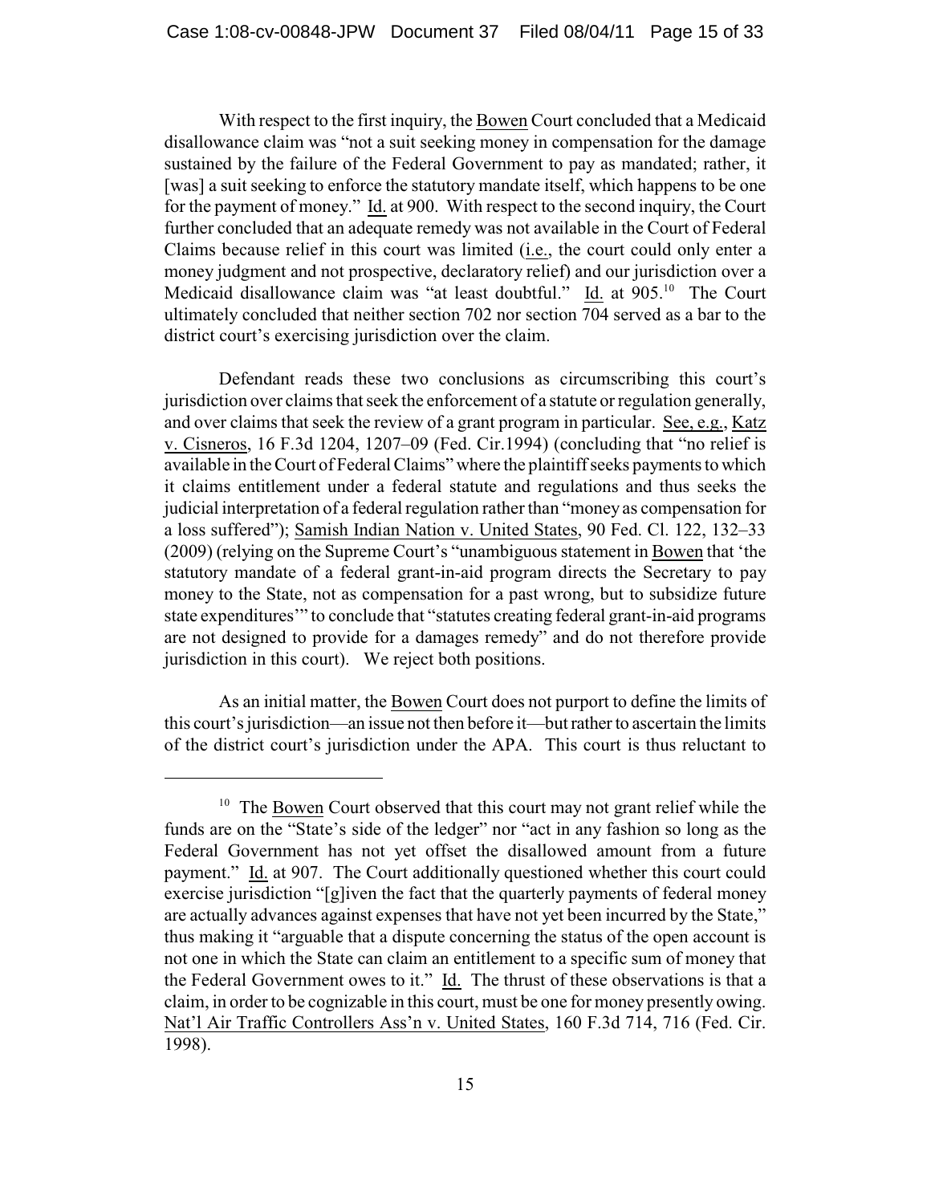With respect to the first inquiry, the Bowen Court concluded that a Medicaid disallowance claim was "not a suit seeking money in compensation for the damage sustained by the failure of the Federal Government to pay as mandated; rather, it [was] a suit seeking to enforce the statutory mandate itself, which happens to be one for the payment of money." Id. at 900. With respect to the second inquiry, the Court further concluded that an adequate remedy was not available in the Court of Federal Claims because relief in this court was limited (i.e., the court could only enter a money judgment and not prospective, declaratory relief) and our jurisdiction over a Medicaid disallowance claim was "at least doubtful." Id. at 905.[10] The Court ultimately concluded that neither section 702 nor section 704 served as a bar to the district court's exercising jurisdiction over the claim.

Defendant reads these two conclusions as circumscribing this court's jurisdiction over claims that seek the enforcement of a statute or regulation generally, and over claims that seek the review of a grant program in particular. See, e.g., Katz v. Cisneros, 16 F.3d 1204, 1207–09 (Fed. Cir.1994) (concluding that "no relief is available in the Court of Federal Claims" where the plaintiff seeks payments to which it claims entitlement under a federal statute and regulations and thus seeks the judicial interpretation of a federal regulation rather than "money as compensation for a loss suffered"); Samish Indian Nation v. United States, 90 Fed. Cl. 122, 132–33 (2009) (relying on the Supreme Court's "unambiguous statement in Bowen that 'the statutory mandate of a federal grant-in-aid program directs the Secretary to pay money to the State, not as compensation for a past wrong, but to subsidize future state expenditures'" to conclude that "statutes creating federal grant-in-aid programs are not designed to provide for a damages remedy" and do not therefore provide jurisdiction in this court). We reject both positions.

As an initial matter, the Bowen Court does not purport to define the limits of this court's jurisdiction—an issue not then before it—but rather to ascertain the limits of the district court's jurisdiction under the APA. This court is thus reluctant to

---

[10] The Bowen Court observed that this court may not grant relief while the funds are on the "State's side of the ledger" nor "act in any fashion so long as the Federal Government has not yet offset the disallowed amount from a future payment." Id. at 907. The Court additionally questioned whether this court could exercise jurisdiction "[g]iven the fact that the quarterly payments of federal money are actually advances against expenses that have not yet been incurred by the State," thus making it "arguable that a dispute concerning the status of the open account is not one in which the State can claim an entitlement to a specific sum of money that the Federal Government owes to it." Id. The thrust of these observations is that a claim, in order to be cognizable in this court, must be one for money presently owing. Nat'l Air Traffic Controllers Ass'n v. United States, 160 F.3d 714, 716 (Fed. Cir. 1998).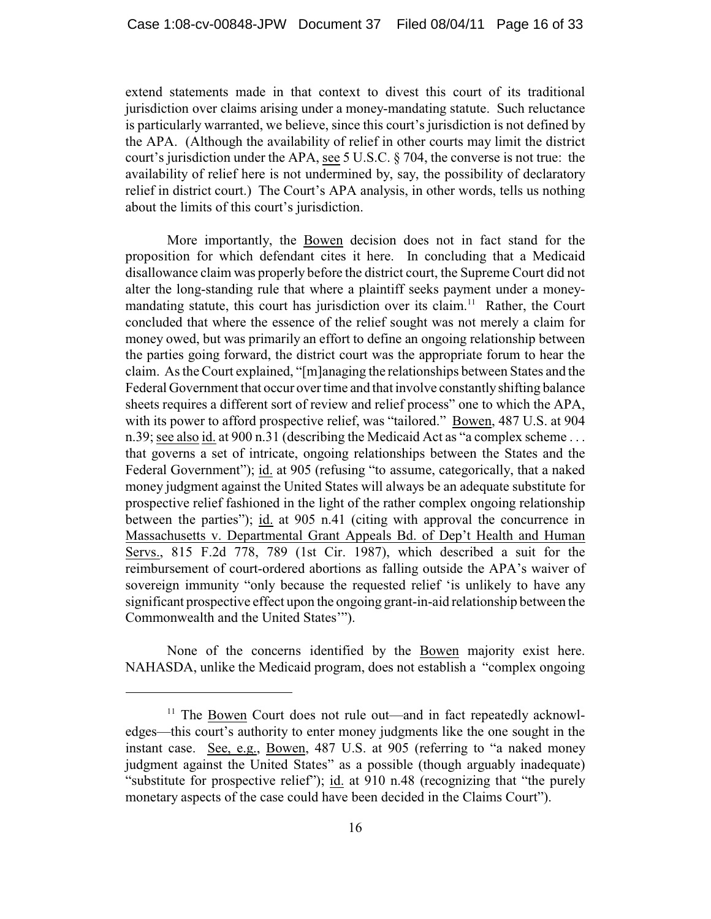extend statements made in that context to divest this court of its traditional jurisdiction over claims arising under a money-mandating statute. Such reluctance is particularly warranted, we believe, since this court's jurisdiction is not defined by the APA. (Although the availability of relief in other courts may limit the district court's jurisdiction under the APA, see 5 U.S.C. § 704, the converse is not true: the availability of relief here is not undermined by, say, the possibility of declaratory relief in district court.) The Court's APA analysis, in other words, tells us nothing about the limits of this court's jurisdiction.

More importantly, the Bowen decision does not in fact stand for the proposition for which defendant cites it here. In concluding that a Medicaid disallowance claim was properly before the district court, the Supreme Court did not alter the long-standing rule that where a plaintiff seeks payment under a money-mandating statute, this court has jurisdiction over its claim.[11] Rather, the Court concluded that where the essence of the relief sought was not merely a claim for money owed, but was primarily an effort to define an ongoing relationship between the parties going forward, the district court was the appropriate forum to hear the claim. As the Court explained, "[m]anaging the relationships between States and the Federal Government that occur over time and that involve constantly shifting balance sheets requires a different sort of review and relief process" one to which the APA, with its power to afford prospective relief, was "tailored." Bowen, 487 U.S. at 904 n.39; see also id. at 900 n.31 (describing the Medicaid Act as "a complex scheme . . . that governs a set of intricate, ongoing relationships between the States and the Federal Government"); id. at 905 (refusing "to assume, categorically, that a naked money judgment against the United States will always be an adequate substitute for prospective relief fashioned in the light of the rather complex ongoing relationship between the parties"); id. at 905 n.41 (citing with approval the concurrence in Massachusetts v. Departmental Grant Appeals Bd. of Dep't Health and Human Servs., 815 F.2d 778, 789 (1st Cir. 1987), which described a suit for the reimbursement of court-ordered abortions as falling outside the APA's waiver of sovereign immunity "only because the requested relief 'is unlikely to have any significant prospective effect upon the ongoing grant-in-aid relationship between the Commonwealth and the United States'").

None of the concerns identified by the Bowen majority exist here. NAHASDA, unlike the Medicaid program, does not establish a "complex ongoing

---

[11] The Bowen Court does not rule out—and in fact repeatedly acknowledges—this court's authority to enter money judgments like the one sought in the instant case. See, e.g., Bowen, 487 U.S. at 905 (referring to "a naked money judgment against the United States" as a possible (though arguably inadequate) "substitute for prospective relief"); id. at 910 n.48 (recognizing that "the purely monetary aspects of the case could have been decided in the Claims Court").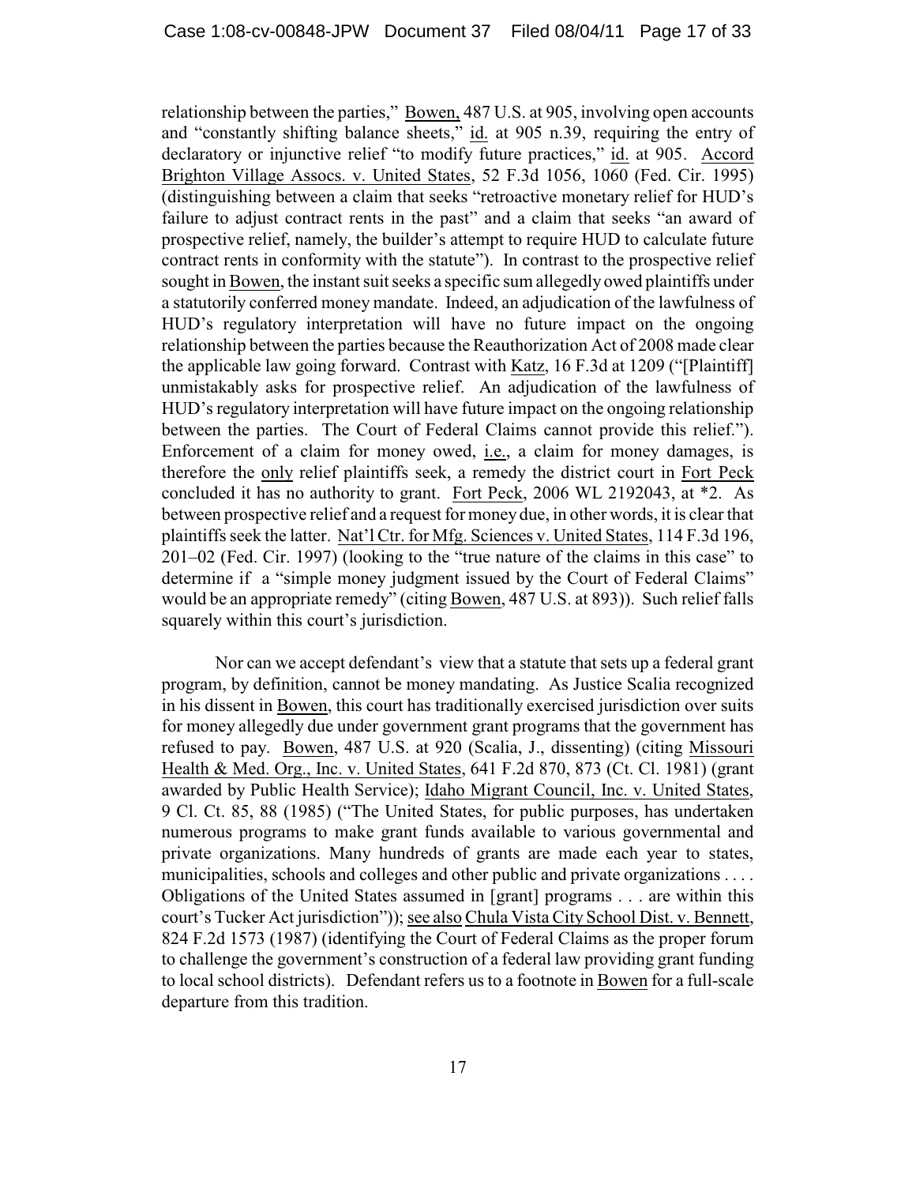relationship between the parties," Bowen, 487 U.S. at 905, involving open accounts and "constantly shifting balance sheets," id. at 905 n.39, requiring the entry of declaratory or injunctive relief "to modify future practices," id. at 905. Accord Brighton Village Assocs. v. United States, 52 F.3d 1056, 1060 (Fed. Cir. 1995) (distinguishing between a claim that seeks "retroactive monetary relief for HUD's failure to adjust contract rents in the past" and a claim that seeks "an award of prospective relief, namely, the builder's attempt to require HUD to calculate future contract rents in conformity with the statute"). In contrast to the prospective relief sought in Bowen, the instant suit seeks a specific sum allegedly owed plaintiffs under a statutorily conferred money mandate. Indeed, an adjudication of the lawfulness of HUD's regulatory interpretation will have no future impact on the ongoing relationship between the parties because the Reauthorization Act of 2008 made clear the applicable law going forward. Contrast with Katz, 16 F.3d at 1209 ("[Plaintiff] unmistakably asks for prospective relief. An adjudication of the lawfulness of HUD's regulatory interpretation will have future impact on the ongoing relationship between the parties. The Court of Federal Claims cannot provide this relief."). Enforcement of a claim for money owed, i.e., a claim for money damages, is therefore the only relief plaintiffs seek, a remedy the district court in Fort Peck concluded it has no authority to grant. Fort Peck, 2006 WL 2192043, at *2. As between prospective relief and a request for money due, in other words, it is clear that plaintiffs seek the latter. Nat'l Ctr. for Mfg. Sciences v. United States, 114 F.3d 196, 201–02 (Fed. Cir. 1997) (looking to the "true nature of the claims in this case" to determine if a "simple money judgment issued by the Court of Federal Claims" would be an appropriate remedy" (citing Bowen, 487 U.S. at 893)). Such relief falls squarely within this court's jurisdiction.

Nor can we accept defendant's view that a statute that sets up a federal grant program, by definition, cannot be money mandating. As Justice Scalia recognized in his dissent in Bowen, this court has traditionally exercised jurisdiction over suits for money allegedly due under government grant programs that the government has refused to pay. Bowen, 487 U.S. at 920 (Scalia, J., dissenting) (citing Missouri Health & Med. Org., Inc. v. United States, 641 F.2d 870, 873 (Ct. Cl. 1981) (grant awarded by Public Health Service); Idaho Migrant Council, Inc. v. United States, 9 Cl. Ct. 85, 88 (1985) ("The United States, for public purposes, has undertaken numerous programs to make grant funds available to various governmental and private organizations. Many hundreds of grants are made each year to states, municipalities, schools and colleges and other public and private organizations . . . . Obligations of the United States assumed in [grant] programs . . . are within this court's Tucker Act jurisdiction")); see also Chula Vista City School Dist. v. Bennett, 824 F.2d 1573 (1987) (identifying the Court of Federal Claims as the proper forum to challenge the government's construction of a federal law providing grant funding to local school districts). Defendant refers us to a footnote in Bowen for a full-scale departure from this tradition.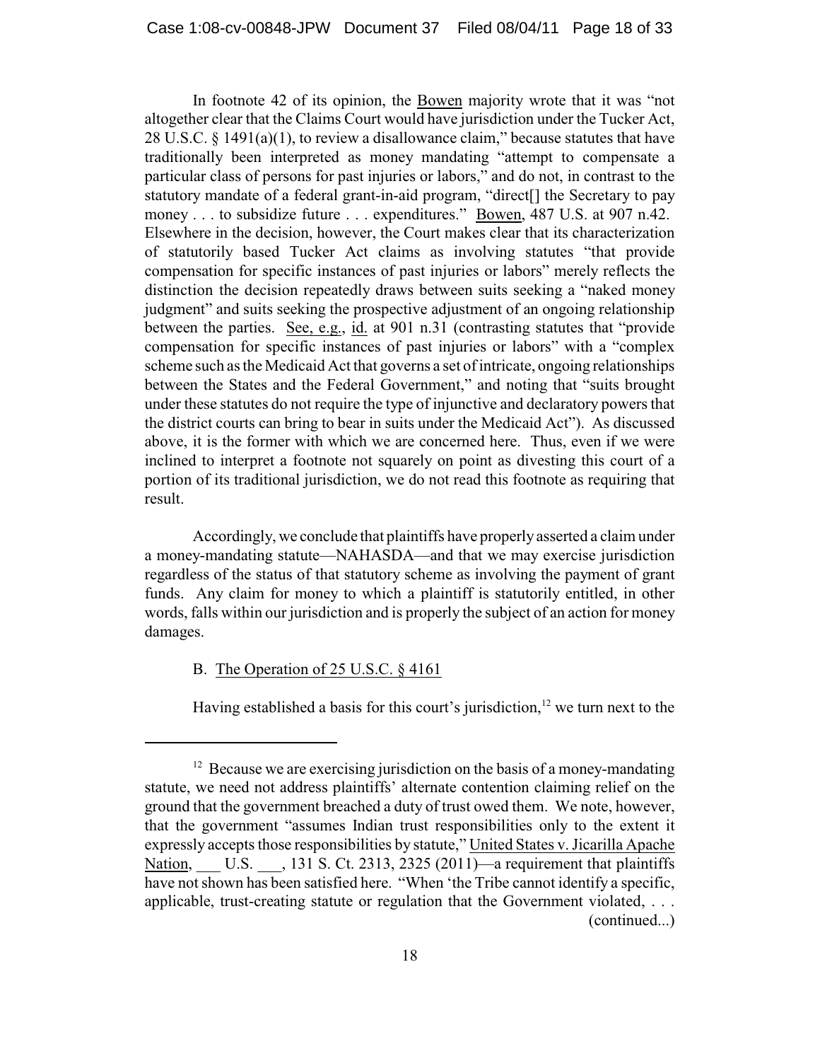In footnote 42 of its opinion, the Bowen majority wrote that it was "not altogether clear that the Claims Court would have jurisdiction under the Tucker Act, 28 U.S.C. § 1491(a)(1), to review a disallowance claim," because statutes that have traditionally been interpreted as money mandating "attempt to compensate a particular class of persons for past injuries or labors," and do not, in contrast to the statutory mandate of a federal grant-in-aid program, "direct[] the Secretary to pay money . . . to subsidize future . . . expenditures." Bowen, 487 U.S. at 907 n.42. Elsewhere in the decision, however, the Court makes clear that its characterization of statutorily based Tucker Act claims as involving statutes "that provide compensation for specific instances of past injuries or labors" merely reflects the distinction the decision repeatedly draws between suits seeking a "naked money judgment" and suits seeking the prospective adjustment of an ongoing relationship between the parties. See, e.g., id. at 901 n.31 (contrasting statutes that "provide compensation for specific instances of past injuries or labors" with a "complex scheme such as the Medicaid Act that governs a set of intricate, ongoing relationships between the States and the Federal Government," and noting that "suits brought under these statutes do not require the type of injunctive and declaratory powers that the district courts can bring to bear in suits under the Medicaid Act"). As discussed above, it is the former with which we are concerned here. Thus, even if we were inclined to interpret a footnote not squarely on point as divesting this court of a portion of its traditional jurisdiction, we do not read this footnote as requiring that result.

Accordingly, we conclude that plaintiffs have properly asserted a claim under a money-mandating statute—NAHASDA—and that we may exercise jurisdiction regardless of the status of that statutory scheme as involving the payment of grant funds. Any claim for money to which a plaintiff is statutorily entitled, in other words, falls within our jurisdiction and is properly the subject of an action for money damages.

B. The Operation of 25 U.S.C. § 4161

Having established a basis for this court's jurisdiction,[12] we turn next to the

[12] Because we are exercising jurisdiction on the basis of a money-mandating statute, we need not address plaintiffs' alternate contention claiming relief on the ground that the government breached a duty of trust owed them. We note, however, that the government "assumes Indian trust responsibilities only to the extent it expressly accepts those responsibilities by statute," United States v. Jicarilla Apache Nation, ___ U.S. ___, 131 S. Ct. 2313, 2325 (2011)—a requirement that plaintiffs have not shown has been satisfied here. "When 'the Tribe cannot identify a specific, applicable, trust-creating statute or regulation that the Government violated, . . . (continued...)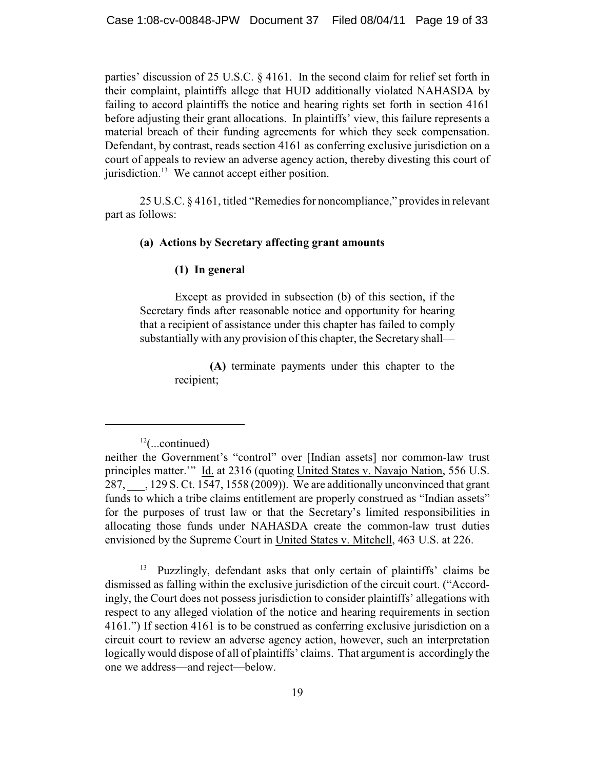parties' discussion of 25 U.S.C. § 4161. In the second claim for relief set forth in their complaint, plaintiffs allege that HUD additionally violated NAHASDA by failing to accord plaintiffs the notice and hearing rights set forth in section 4161 before adjusting their grant allocations. In plaintiffs' view, this failure represents a material breach of their funding agreements for which they seek compensation. Defendant, by contrast, reads section 4161 as conferring exclusive jurisdiction on a court of appeals to review an adverse agency action, thereby divesting this court of jurisdiction.[13] We cannot accept either position.

25 U.S.C. § 4161, titled "Remedies for noncompliance," provides in relevant part as follows:

> **(a) Actions by Secretary affecting grant amounts**
>
> **(1) In general**
>
> Except as provided in subsection (b) of this section, if the Secretary finds after reasonable notice and opportunity for hearing that a recipient of assistance under this chapter has failed to comply substantially with any provision of this chapter, the Secretary shall—
>
> **(A)** terminate payments under this chapter to the recipient;

---

[12](...continued)
neither the Government's "control" over [Indian assets] nor common-law trust principles matter.'" Id. at 2316 (quoting United States v. Navajo Nation, 556 U.S. 287, \_\_\_, 129 S. Ct. 1547, 1558 (2009)). We are additionally unconvinced that grant funds to which a tribe claims entitlement are properly construed as "Indian assets" for the purposes of trust law or that the Secretary's limited responsibilities in allocating those funds under NAHASDA create the common-law trust duties envisioned by the Supreme Court in United States v. Mitchell, 463 U.S. at 226.

[13] Puzzlingly, defendant asks that only certain of plaintiffs' claims be dismissed as falling within the exclusive jurisdiction of the circuit court. ("Accordingly, the Court does not possess jurisdiction to consider plaintiffs' allegations with respect to any alleged violation of the notice and hearing requirements in section 4161.") If section 4161 is to be construed as conferring exclusive jurisdiction on a circuit court to review an adverse agency action, however, such an interpretation logically would dispose of all of plaintiffs' claims. That argument is accordingly the one we address—and reject—below.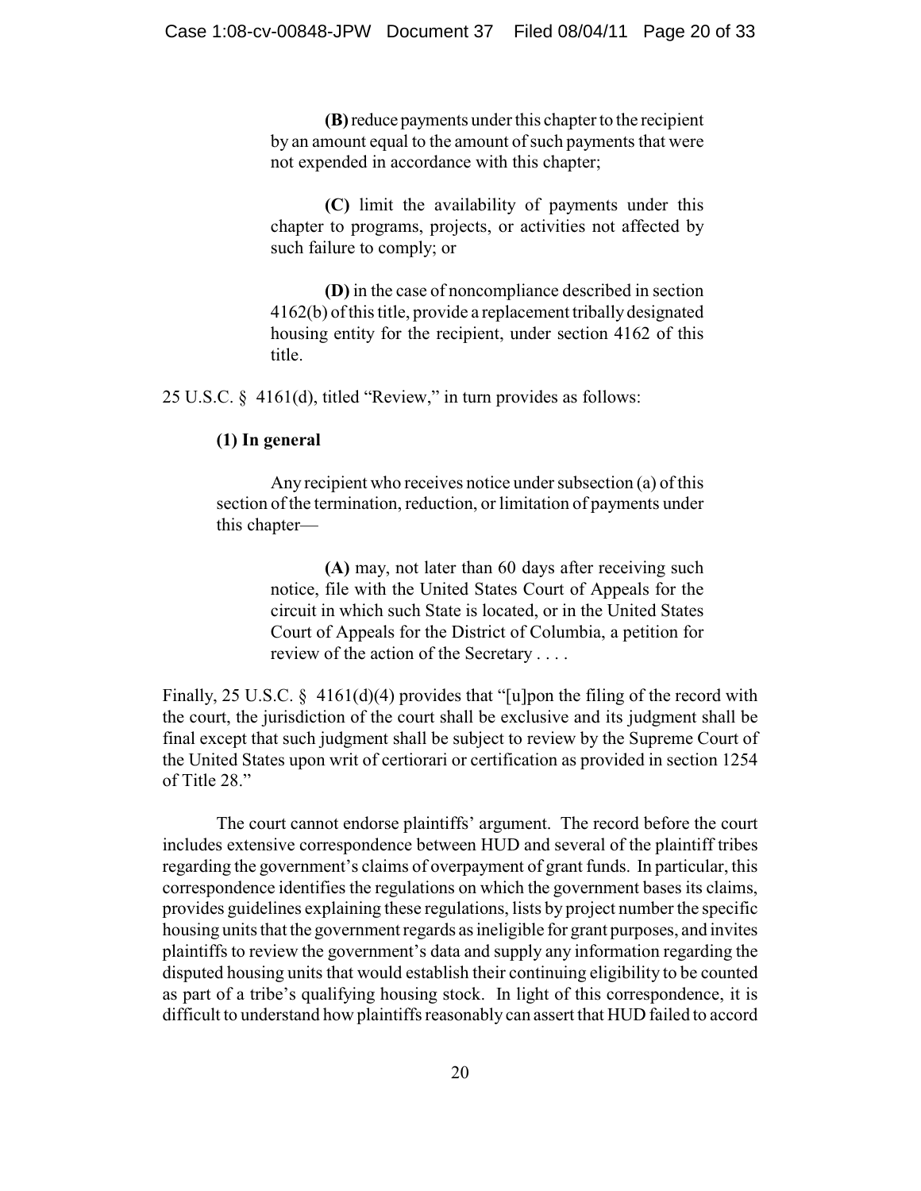> **(B)** reduce payments under this chapter to the recipient by an amount equal to the amount of such payments that were not expended in accordance with this chapter;
>
> **(C)** limit the availability of payments under this chapter to programs, projects, or activities not affected by such failure to comply; or
>
> **(D)** in the case of noncompliance described in section 4162(b) of this title, provide a replacement tribally designated housing entity for the recipient, under section 4162 of this title.

25 U.S.C. § 4161(d), titled "Review," in turn provides as follows:

> **(1) In general**
>
> Any recipient who receives notice under subsection (a) of this section of the termination, reduction, or limitation of payments under this chapter—
>
> > **(A)** may, not later than 60 days after receiving such notice, file with the United States Court of Appeals for the circuit in which such State is located, or in the United States Court of Appeals for the District of Columbia, a petition for review of the action of the Secretary . . . .

Finally, 25 U.S.C. § 4161(d)(4) provides that "[u]pon the filing of the record with the court, the jurisdiction of the court shall be exclusive and its judgment shall be final except that such judgment shall be subject to review by the Supreme Court of the United States upon writ of certiorari or certification as provided in section 1254 of Title 28."

The court cannot endorse plaintiffs' argument. The record before the court includes extensive correspondence between HUD and several of the plaintiff tribes regarding the government's claims of overpayment of grant funds. In particular, this correspondence identifies the regulations on which the government bases its claims, provides guidelines explaining these regulations, lists by project number the specific housing units that the government regards as ineligible for grant purposes, and invites plaintiffs to review the government's data and supply any information regarding the disputed housing units that would establish their continuing eligibility to be counted as part of a tribe's qualifying housing stock. In light of this correspondence, it is difficult to understand how plaintiffs reasonably can assert that HUD failed to accord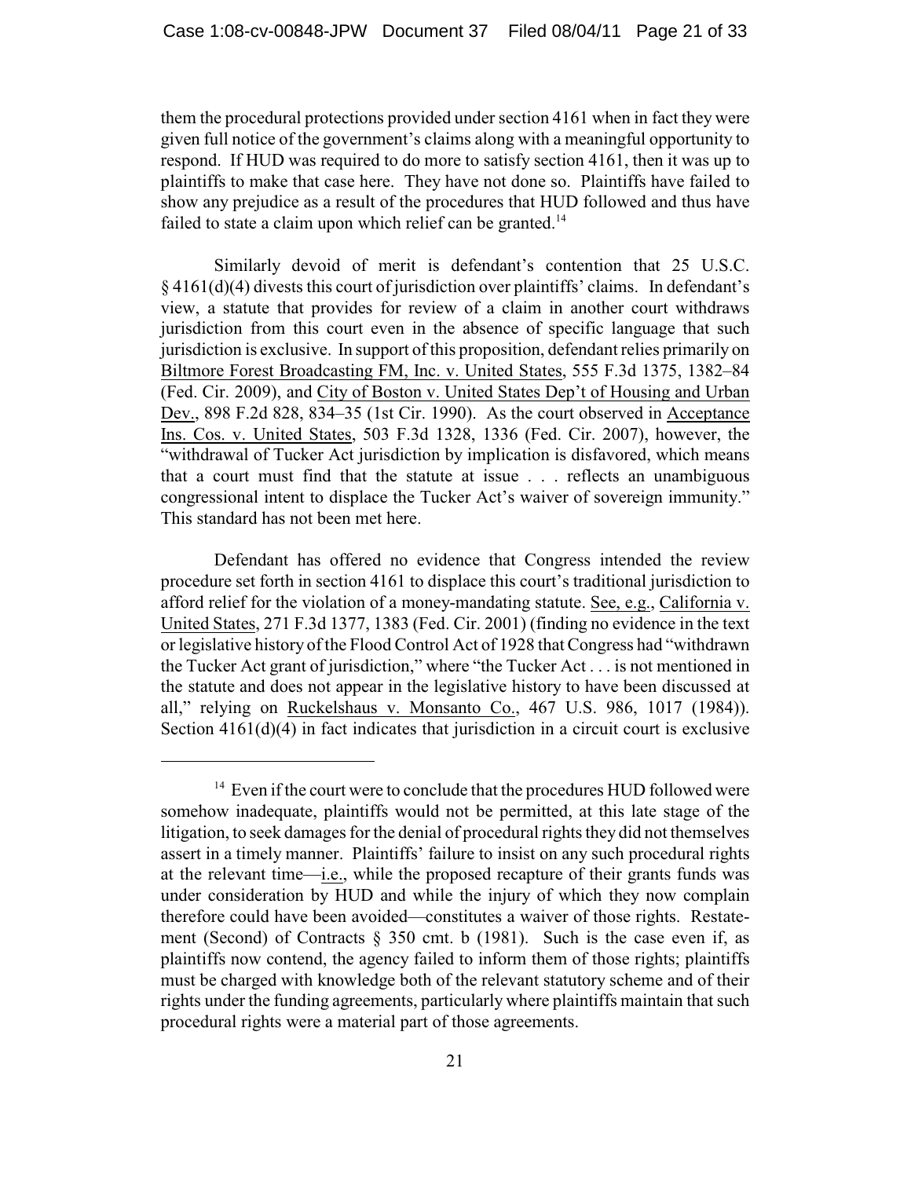them the procedural protections provided under section 4161 when in fact they were given full notice of the government's claims along with a meaningful opportunity to respond. If HUD was required to do more to satisfy section 4161, then it was up to plaintiffs to make that case here. They have not done so. Plaintiffs have failed to show any prejudice as a result of the procedures that HUD followed and thus have failed to state a claim upon which relief can be granted.[14]

Similarly devoid of merit is defendant's contention that 25 U.S.C. § 4161(d)(4) divests this court of jurisdiction over plaintiffs' claims. In defendant's view, a statute that provides for review of a claim in another court withdraws jurisdiction from this court even in the absence of specific language that such jurisdiction is exclusive. In support of this proposition, defendant relies primarily on Biltmore Forest Broadcasting FM, Inc. v. United States, 555 F.3d 1375, 1382–84 (Fed. Cir. 2009), and City of Boston v. United States Dep't of Housing and Urban Dev., 898 F.2d 828, 834–35 (1st Cir. 1990). As the court observed in Acceptance Ins. Cos. v. United States, 503 F.3d 1328, 1336 (Fed. Cir. 2007), however, the "withdrawal of Tucker Act jurisdiction by implication is disfavored, which means that a court must find that the statute at issue . . . reflects an unambiguous congressional intent to displace the Tucker Act's waiver of sovereign immunity." This standard has not been met here.

Defendant has offered no evidence that Congress intended the review procedure set forth in section 4161 to displace this court's traditional jurisdiction to afford relief for the violation of a money-mandating statute. See, e.g., California v. United States, 271 F.3d 1377, 1383 (Fed. Cir. 2001) (finding no evidence in the text or legislative history of the Flood Control Act of 1928 that Congress had "withdrawn the Tucker Act grant of jurisdiction," where "the Tucker Act . . . is not mentioned in the statute and does not appear in the legislative history to have been discussed at all," relying on Ruckelshaus v. Monsanto Co., 467 U.S. 986, 1017 (1984)). Section 4161(d)(4) in fact indicates that jurisdiction in a circuit court is exclusive

[14] Even if the court were to conclude that the procedures HUD followed were somehow inadequate, plaintiffs would not be permitted, at this late stage of the litigation, to seek damages for the denial of procedural rights they did not themselves assert in a timely manner. Plaintiffs' failure to insist on any such procedural rights at the relevant time—i.e., while the proposed recapture of their grants funds was under consideration by HUD and while the injury of which they now complain therefore could have been avoided—constitutes a waiver of those rights. Restatement (Second) of Contracts § 350 cmt. b (1981). Such is the case even if, as plaintiffs now contend, the agency failed to inform them of those rights; plaintiffs must be charged with knowledge both of the relevant statutory scheme and of their rights under the funding agreements, particularly where plaintiffs maintain that such procedural rights were a material part of those agreements.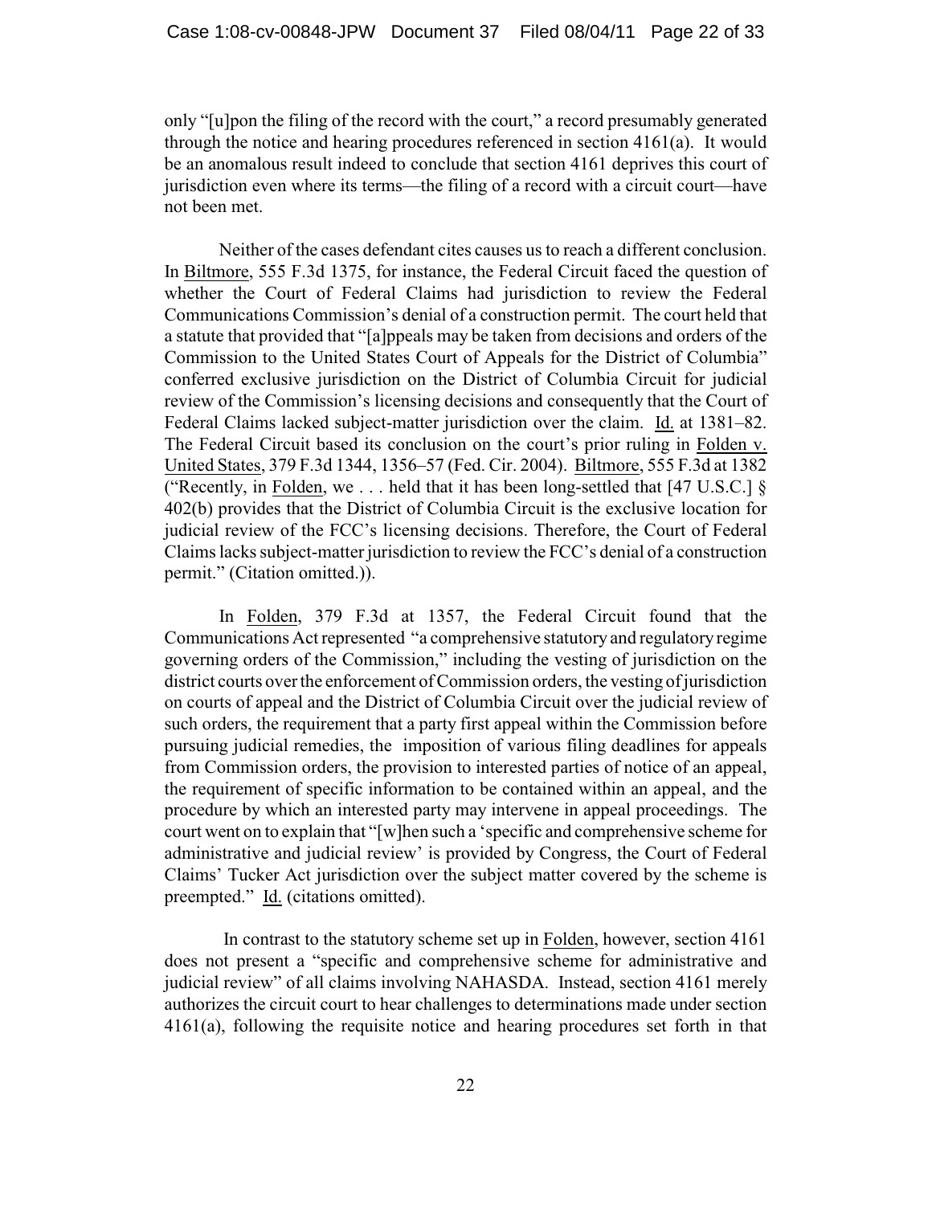only "[u]pon the filing of the record with the court," a record presumably generated through the notice and hearing procedures referenced in section 4161(a). It would be an anomalous result indeed to conclude that section 4161 deprives this court of jurisdiction even where its terms—the filing of a record with a circuit court—have not been met.

Neither of the cases defendant cites causes us to reach a different conclusion. In Biltmore, 555 F.3d 1375, for instance, the Federal Circuit faced the question of whether the Court of Federal Claims had jurisdiction to review the Federal Communications Commission's denial of a construction permit. The court held that a statute that provided that "[a]ppeals may be taken from decisions and orders of the Commission to the United States Court of Appeals for the District of Columbia" conferred exclusive jurisdiction on the District of Columbia Circuit for judicial review of the Commission's licensing decisions and consequently that the Court of Federal Claims lacked subject-matter jurisdiction over the claim. Id. at 1381–82. The Federal Circuit based its conclusion on the court's prior ruling in Folden v. United States, 379 F.3d 1344, 1356–57 (Fed. Cir. 2004). Biltmore, 555 F.3d at 1382 ("Recently, in Folden, we . . . held that it has been long-settled that [47 U.S.C.] § 402(b) provides that the District of Columbia Circuit is the exclusive location for judicial review of the FCC's licensing decisions. Therefore, the Court of Federal Claims lacks subject-matter jurisdiction to review the FCC's denial of a construction permit." (Citation omitted.)).

In Folden, 379 F.3d at 1357, the Federal Circuit found that the Communications Act represented "a comprehensive statutory and regulatory regime governing orders of the Commission," including the vesting of jurisdiction on the district courts over the enforcement of Commission orders, the vesting of jurisdiction on courts of appeal and the District of Columbia Circuit over the judicial review of such orders, the requirement that a party first appeal within the Commission before pursuing judicial remedies, the imposition of various filing deadlines for appeals from Commission orders, the provision to interested parties of notice of an appeal, the requirement of specific information to be contained within an appeal, and the procedure by which an interested party may intervene in appeal proceedings. The court went on to explain that "[w]hen such a 'specific and comprehensive scheme for administrative and judicial review' is provided by Congress, the Court of Federal Claims' Tucker Act jurisdiction over the subject matter covered by the scheme is preempted." Id. (citations omitted).

In contrast to the statutory scheme set up in Folden, however, section 4161 does not present a "specific and comprehensive scheme for administrative and judicial review" of all claims involving NAHASDA. Instead, section 4161 merely authorizes the circuit court to hear challenges to determinations made under section 4161(a), following the requisite notice and hearing procedures set forth in that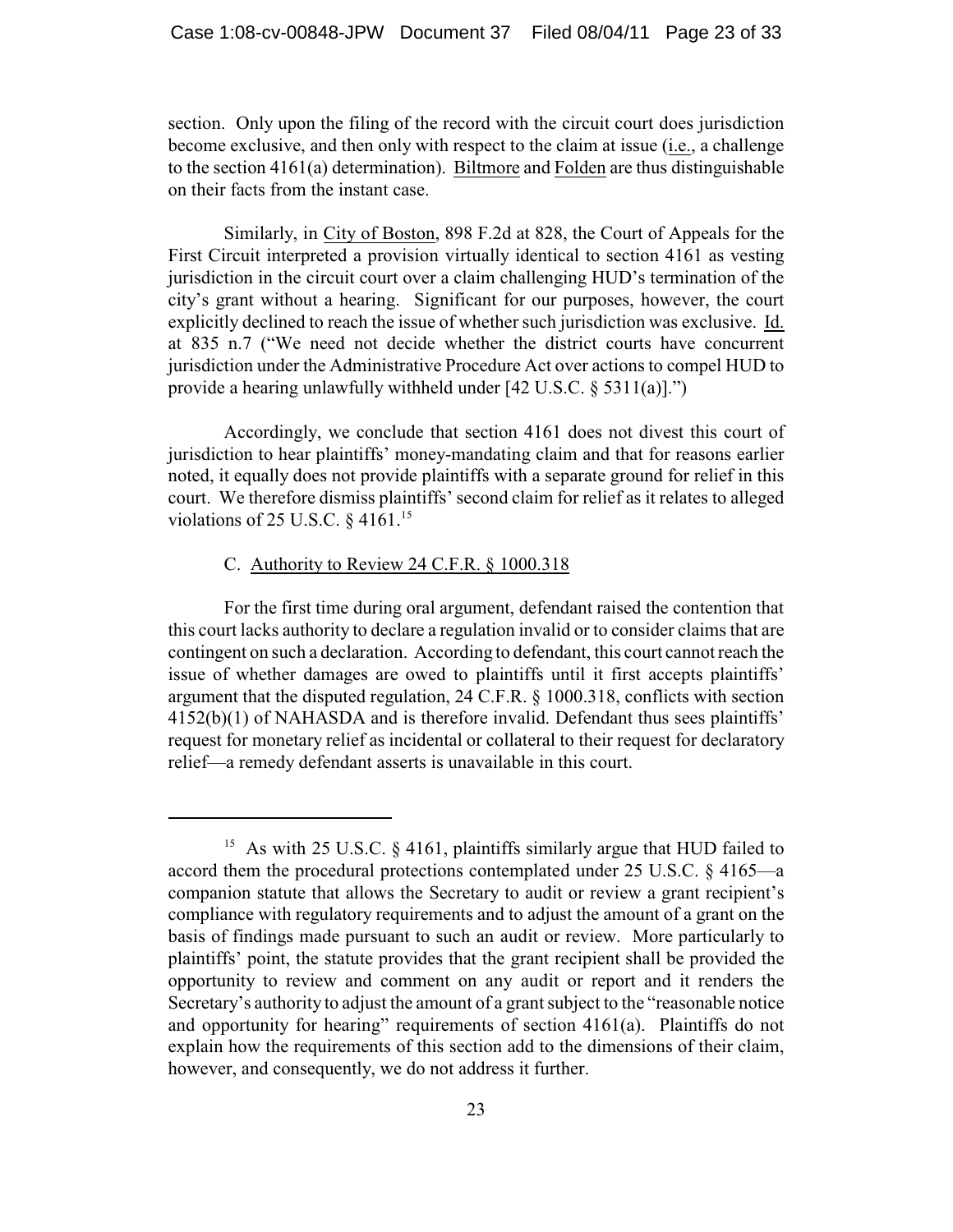section. Only upon the filing of the record with the circuit court does jurisdiction become exclusive, and then only with respect to the claim at issue (i.e., a challenge to the section 4161(a) determination). Biltmore and Folden are thus distinguishable on their facts from the instant case.

Similarly, in City of Boston, 898 F.2d at 828, the Court of Appeals for the First Circuit interpreted a provision virtually identical to section 4161 as vesting jurisdiction in the circuit court over a claim challenging HUD's termination of the city's grant without a hearing. Significant for our purposes, however, the court explicitly declined to reach the issue of whether such jurisdiction was exclusive. Id. at 835 n.7 ("We need not decide whether the district courts have concurrent jurisdiction under the Administrative Procedure Act over actions to compel HUD to provide a hearing unlawfully withheld under [42 U.S.C. § 5311(a)].")

Accordingly, we conclude that section 4161 does not divest this court of jurisdiction to hear plaintiffs' money-mandating claim and that for reasons earlier noted, it equally does not provide plaintiffs with a separate ground for relief in this court. We therefore dismiss plaintiffs' second claim for relief as it relates to alleged violations of 25 U.S.C. § 4161.[15]

### C. Authority to Review 24 C.F.R. § 1000.318

For the first time during oral argument, defendant raised the contention that this court lacks authority to declare a regulation invalid or to consider claims that are contingent on such a declaration. According to defendant, this court cannot reach the issue of whether damages are owed to plaintiffs until it first accepts plaintiffs' argument that the disputed regulation, 24 C.F.R. § 1000.318, conflicts with section 4152(b)(1) of NAHASDA and is therefore invalid. Defendant thus sees plaintiffs' request for monetary relief as incidental or collateral to their request for declaratory relief—a remedy defendant asserts is unavailable in this court.

---

[15] As with 25 U.S.C. § 4161, plaintiffs similarly argue that HUD failed to accord them the procedural protections contemplated under 25 U.S.C. § 4165—a companion statute that allows the Secretary to audit or review a grant recipient's compliance with regulatory requirements and to adjust the amount of a grant on the basis of findings made pursuant to such an audit or review. More particularly to plaintiffs' point, the statute provides that the grant recipient shall be provided the opportunity to review and comment on any audit or report and it renders the Secretary's authority to adjust the amount of a grant subject to the "reasonable notice and opportunity for hearing" requirements of section 4161(a). Plaintiffs do not explain how the requirements of this section add to the dimensions of their claim, however, and consequently, we do not address it further.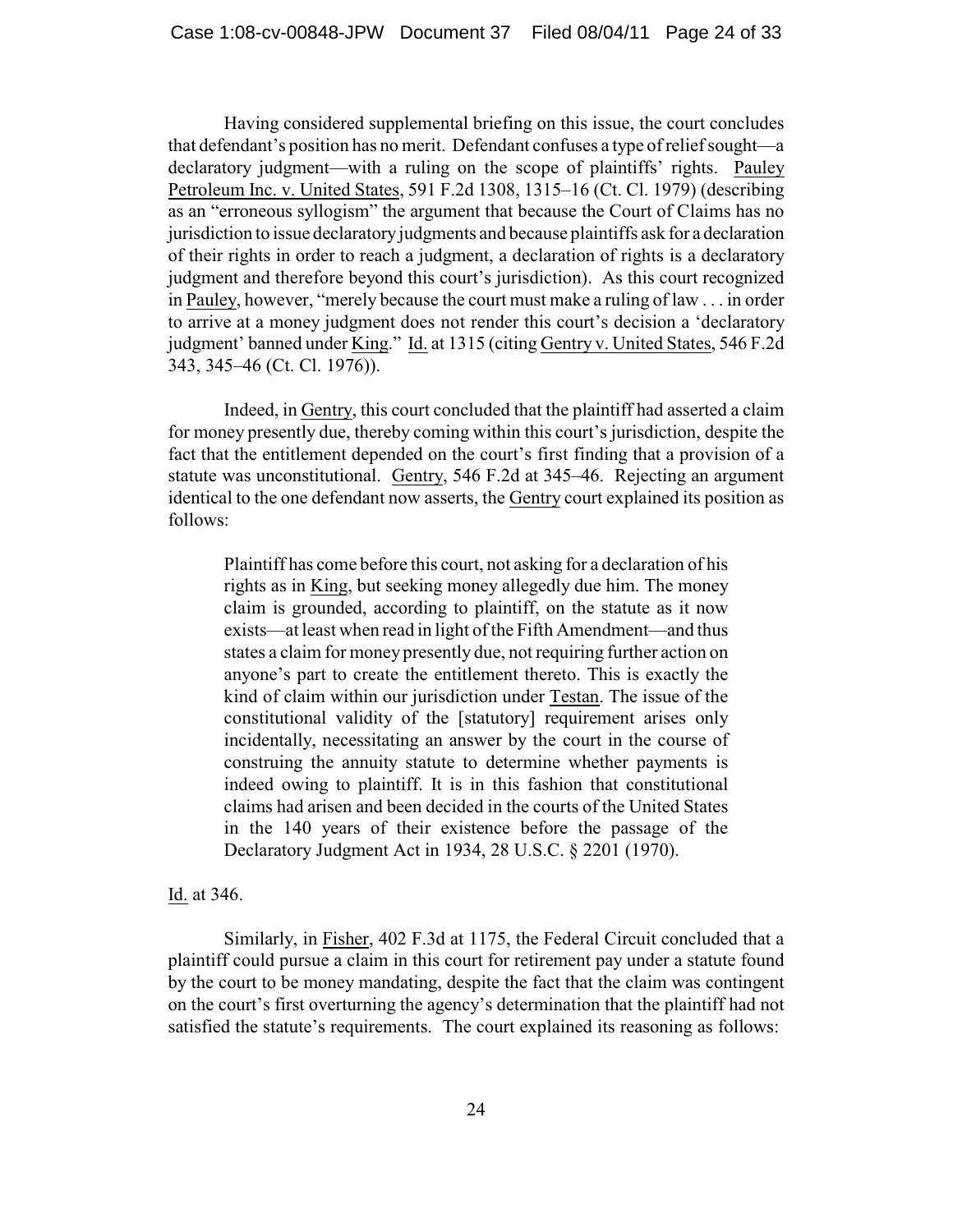Having considered supplemental briefing on this issue, the court concludes that defendant's position has no merit. Defendant confuses a type of relief sought—a declaratory judgment—with a ruling on the scope of plaintiffs' rights. Pauley Petroleum Inc. v. United States, 591 F.2d 1308, 1315–16 (Ct. Cl. 1979) (describing as an "erroneous syllogism" the argument that because the Court of Claims has no jurisdiction to issue declaratory judgments and because plaintiffs ask for a declaration of their rights in order to reach a judgment, a declaration of rights is a declaratory judgment and therefore beyond this court's jurisdiction). As this court recognized in Pauley, however, "merely because the court must make a ruling of law . . . in order to arrive at a money judgment does not render this court's decision a 'declaratory judgment' banned under King." Id. at 1315 (citing Gentry v. United States, 546 F.2d 343, 345–46 (Ct. Cl. 1976)).

Indeed, in Gentry, this court concluded that the plaintiff had asserted a claim for money presently due, thereby coming within this court's jurisdiction, despite the fact that the entitlement depended on the court's first finding that a provision of a statute was unconstitutional. Gentry, 546 F.2d at 345–46. Rejecting an argument identical to the one defendant now asserts, the Gentry court explained its position as follows:

> Plaintiff has come before this court, not asking for a declaration of his rights as in King, but seeking money allegedly due him. The money claim is grounded, according to plaintiff, on the statute as it now exists—at least when read in light of the Fifth Amendment—and thus states a claim for money presently due, not requiring further action on anyone's part to create the entitlement thereto. This is exactly the kind of claim within our jurisdiction under Testan. The issue of the constitutional validity of the [statutory] requirement arises only incidentally, necessitating an answer by the court in the course of construing the annuity statute to determine whether payments is indeed owing to plaintiff. It is in this fashion that constitutional claims had arisen and been decided in the courts of the United States in the 140 years of their existence before the passage of the Declaratory Judgment Act in 1934, 28 U.S.C. § 2201 (1970).

Id. at 346.

Similarly, in Fisher, 402 F.3d at 1175, the Federal Circuit concluded that a plaintiff could pursue a claim in this court for retirement pay under a statute found by the court to be money mandating, despite the fact that the claim was contingent on the court's first overturning the agency's determination that the plaintiff had not satisfied the statute's requirements. The court explained its reasoning as follows: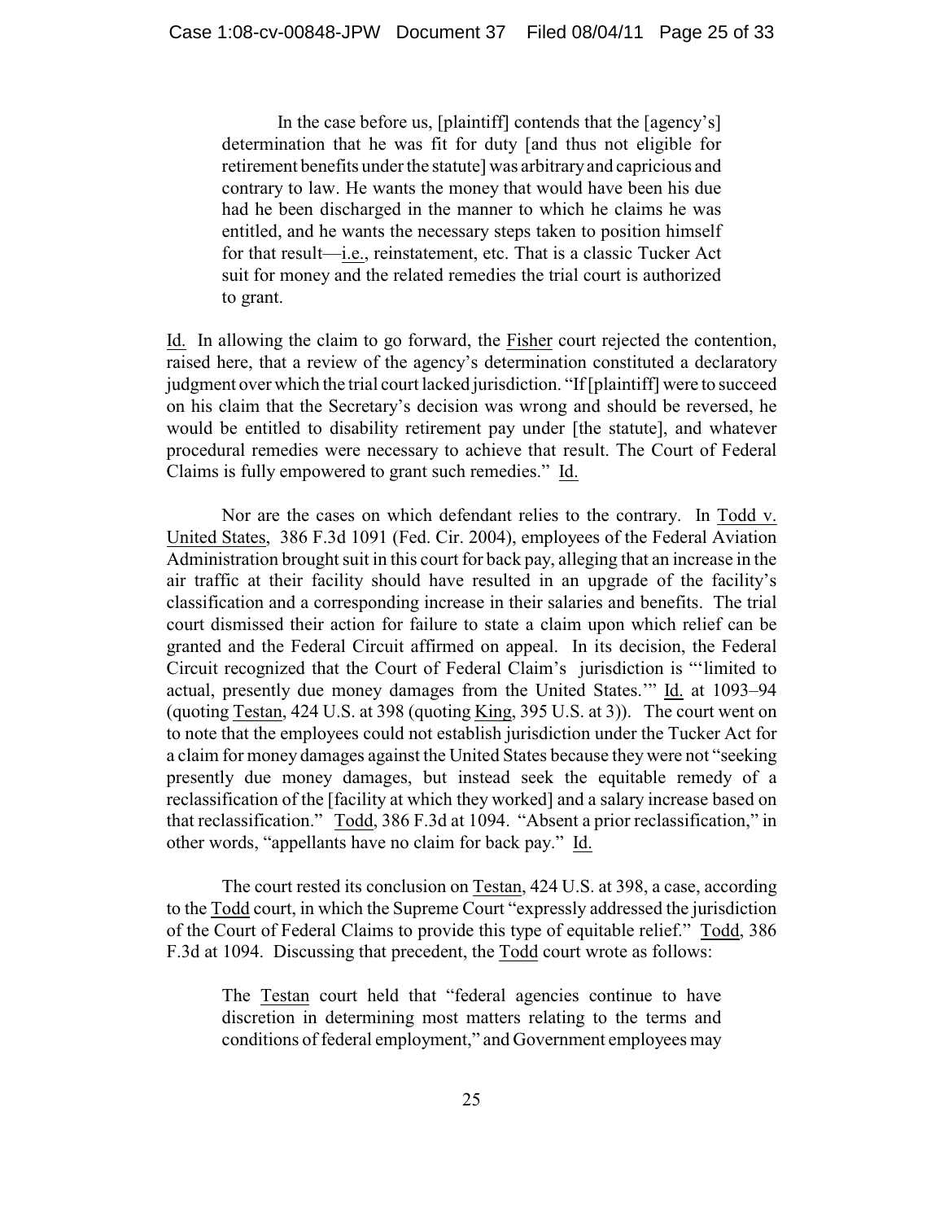> In the case before us, [plaintiff] contends that the [agency's] determination that he was fit for duty [and thus not eligible for retirement benefits under the statute] was arbitrary and capricious and contrary to law. He wants the money that would have been his due had he been discharged in the manner to which he claims he was entitled, and he wants the necessary steps taken to position himself for that result—i.e., reinstatement, etc. That is a classic Tucker Act suit for money and the related remedies the trial court is authorized to grant.

Id. In allowing the claim to go forward, the Fisher court rejected the contention, raised here, that a review of the agency's determination constituted a declaratory judgment over which the trial court lacked jurisdiction. "If [plaintiff] were to succeed on his claim that the Secretary's decision was wrong and should be reversed, he would be entitled to disability retirement pay under [the statute], and whatever procedural remedies were necessary to achieve that result. The Court of Federal Claims is fully empowered to grant such remedies." Id.

Nor are the cases on which defendant relies to the contrary. In Todd v. United States, 386 F.3d 1091 (Fed. Cir. 2004), employees of the Federal Aviation Administration brought suit in this court for back pay, alleging that an increase in the air traffic at their facility should have resulted in an upgrade of the facility's classification and a corresponding increase in their salaries and benefits. The trial court dismissed their action for failure to state a claim upon which relief can be granted and the Federal Circuit affirmed on appeal. In its decision, the Federal Circuit recognized that the Court of Federal Claim's jurisdiction is "'limited to actual, presently due money damages from the United States.'" Id. at 1093–94 (quoting Testan, 424 U.S. at 398 (quoting King, 395 U.S. at 3)). The court went on to note that the employees could not establish jurisdiction under the Tucker Act for a claim for money damages against the United States because they were not "seeking presently due money damages, but instead seek the equitable remedy of a reclassification of the [facility at which they worked] and a salary increase based on that reclassification." Todd, 386 F.3d at 1094. "Absent a prior reclassification," in other words, "appellants have no claim for back pay." Id.

The court rested its conclusion on Testan, 424 U.S. at 398, a case, according to the Todd court, in which the Supreme Court "expressly addressed the jurisdiction of the Court of Federal Claims to provide this type of equitable relief." Todd, 386 F.3d at 1094. Discussing that precedent, the Todd court wrote as follows:

> The Testan court held that "federal agencies continue to have discretion in determining most matters relating to the terms and conditions of federal employment," and Government employees may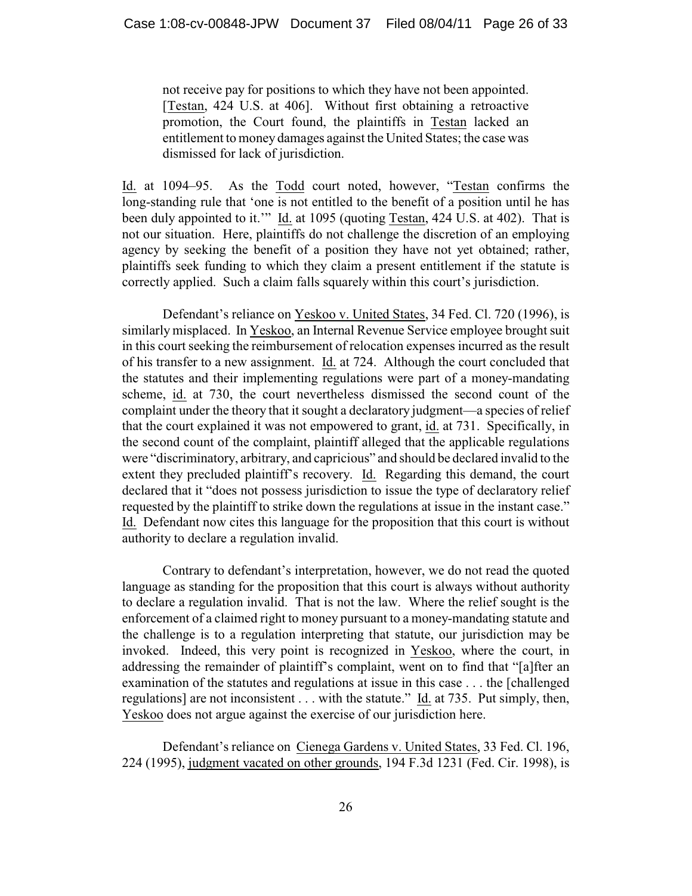> not receive pay for positions to which they have not been appointed. [Testan, 424 U.S. at 406]. Without first obtaining a retroactive promotion, the Court found, the plaintiffs in Testan lacked an entitlement to money damages against the United States; the case was dismissed for lack of jurisdiction.

Id. at 1094–95. As the Todd court noted, however, "Testan confirms the long-standing rule that 'one is not entitled to the benefit of a position until he has been duly appointed to it.'" Id. at 1095 (quoting Testan, 424 U.S. at 402). That is not our situation. Here, plaintiffs do not challenge the discretion of an employing agency by seeking the benefit of a position they have not yet obtained; rather, plaintiffs seek funding to which they claim a present entitlement if the statute is correctly applied. Such a claim falls squarely within this court's jurisdiction.

Defendant's reliance on Yeskoo v. United States, 34 Fed. Cl. 720 (1996), is similarly misplaced. In Yeskoo, an Internal Revenue Service employee brought suit in this court seeking the reimbursement of relocation expenses incurred as the result of his transfer to a new assignment. Id. at 724. Although the court concluded that the statutes and their implementing regulations were part of a money-mandating scheme, id. at 730, the court nevertheless dismissed the second count of the complaint under the theory that it sought a declaratory judgment—a species of relief that the court explained it was not empowered to grant, id. at 731. Specifically, in the second count of the complaint, plaintiff alleged that the applicable regulations were "discriminatory, arbitrary, and capricious" and should be declared invalid to the extent they precluded plaintiff's recovery. Id. Regarding this demand, the court declared that it "does not possess jurisdiction to issue the type of declaratory relief requested by the plaintiff to strike down the regulations at issue in the instant case." Id. Defendant now cites this language for the proposition that this court is without authority to declare a regulation invalid.

Contrary to defendant's interpretation, however, we do not read the quoted language as standing for the proposition that this court is always without authority to declare a regulation invalid. That is not the law. Where the relief sought is the enforcement of a claimed right to money pursuant to a money-mandating statute and the challenge is to a regulation interpreting that statute, our jurisdiction may be invoked. Indeed, this very point is recognized in Yeskoo, where the court, in addressing the remainder of plaintiff's complaint, went on to find that "[a]fter an examination of the statutes and regulations at issue in this case . . . the [challenged regulations] are not inconsistent . . . with the statute." Id. at 735. Put simply, then, Yeskoo does not argue against the exercise of our jurisdiction here.

Defendant's reliance on Cienega Gardens v. United States, 33 Fed. Cl. 196, 224 (1995), judgment vacated on other grounds, 194 F.3d 1231 (Fed. Cir. 1998), is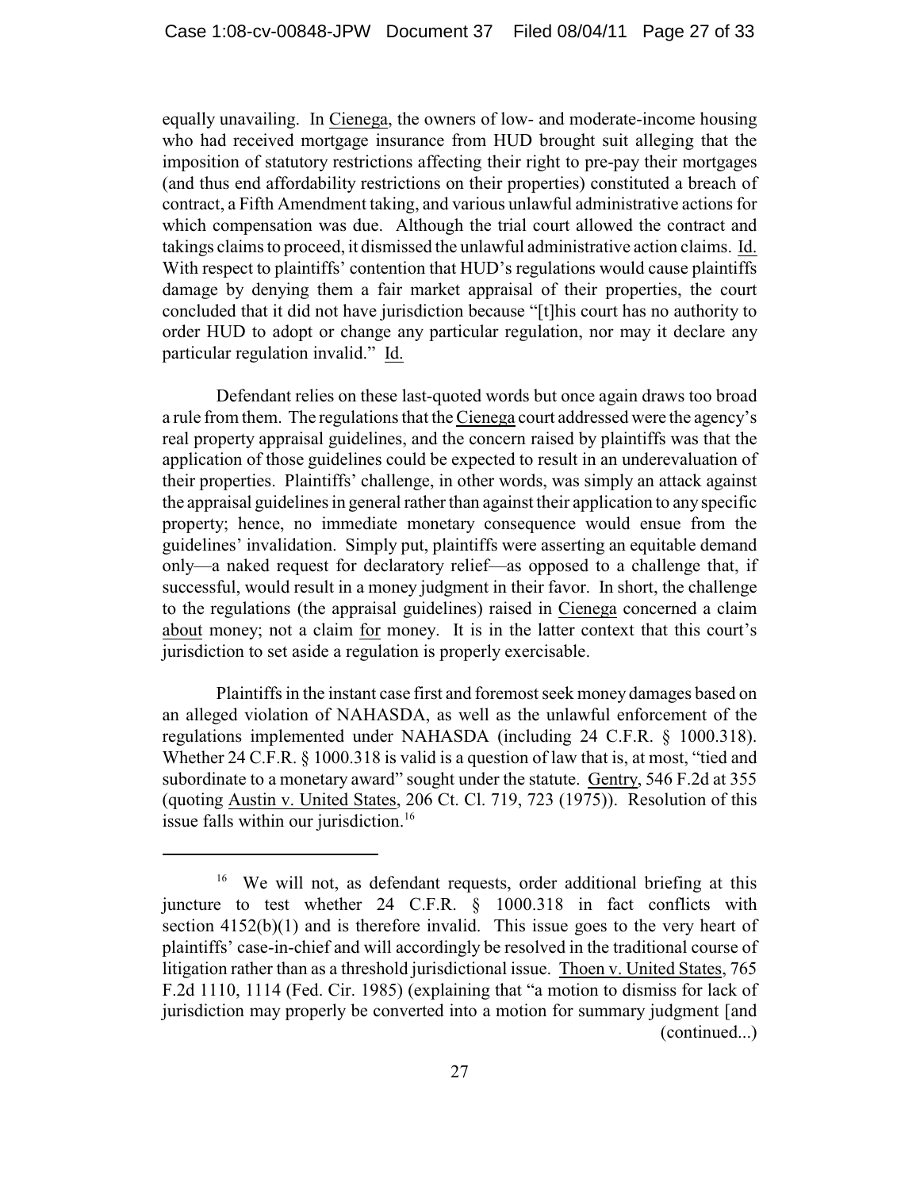equally unavailing. In Cienega, the owners of low- and moderate-income housing who had received mortgage insurance from HUD brought suit alleging that the imposition of statutory restrictions affecting their right to pre-pay their mortgages (and thus end affordability restrictions on their properties) constituted a breach of contract, a Fifth Amendment taking, and various unlawful administrative actions for which compensation was due. Although the trial court allowed the contract and takings claims to proceed, it dismissed the unlawful administrative action claims. Id. With respect to plaintiffs' contention that HUD's regulations would cause plaintiffs damage by denying them a fair market appraisal of their properties, the court concluded that it did not have jurisdiction because "[t]his court has no authority to order HUD to adopt or change any particular regulation, nor may it declare any particular regulation invalid." Id.

Defendant relies on these last-quoted words but once again draws too broad a rule from them. The regulations that the Cienega court addressed were the agency's real property appraisal guidelines, and the concern raised by plaintiffs was that the application of those guidelines could be expected to result in an underevaluation of their properties. Plaintiffs' challenge, in other words, was simply an attack against the appraisal guidelines in general rather than against their application to any specific property; hence, no immediate monetary consequence would ensue from the guidelines' invalidation. Simply put, plaintiffs were asserting an equitable demand only—a naked request for declaratory relief—as opposed to a challenge that, if successful, would result in a money judgment in their favor. In short, the challenge to the regulations (the appraisal guidelines) raised in Cienega concerned a claim about money; not a claim for money. It is in the latter context that this court's jurisdiction to set aside a regulation is properly exercisable.

Plaintiffs in the instant case first and foremost seek money damages based on an alleged violation of NAHASDA, as well as the unlawful enforcement of the regulations implemented under NAHASDA (including 24 C.F.R. § 1000.318). Whether 24 C.F.R. § 1000.318 is valid is a question of law that is, at most, "tied and subordinate to a monetary award" sought under the statute. Gentry, 546 F.2d at 355 (quoting Austin v. United States, 206 Ct. Cl. 719, 723 (1975)). Resolution of this issue falls within our jurisdiction.[16]

---

[16] We will not, as defendant requests, order additional briefing at this juncture to test whether 24 C.F.R. § 1000.318 in fact conflicts with section 4152(b)(1) and is therefore invalid. This issue goes to the very heart of plaintiffs' case-in-chief and will accordingly be resolved in the traditional course of litigation rather than as a threshold jurisdictional issue. Thoen v. United States, 765 F.2d 1110, 1114 (Fed. Cir. 1985) (explaining that "a motion to dismiss for lack of jurisdiction may properly be converted into a motion for summary judgment [and (continued...)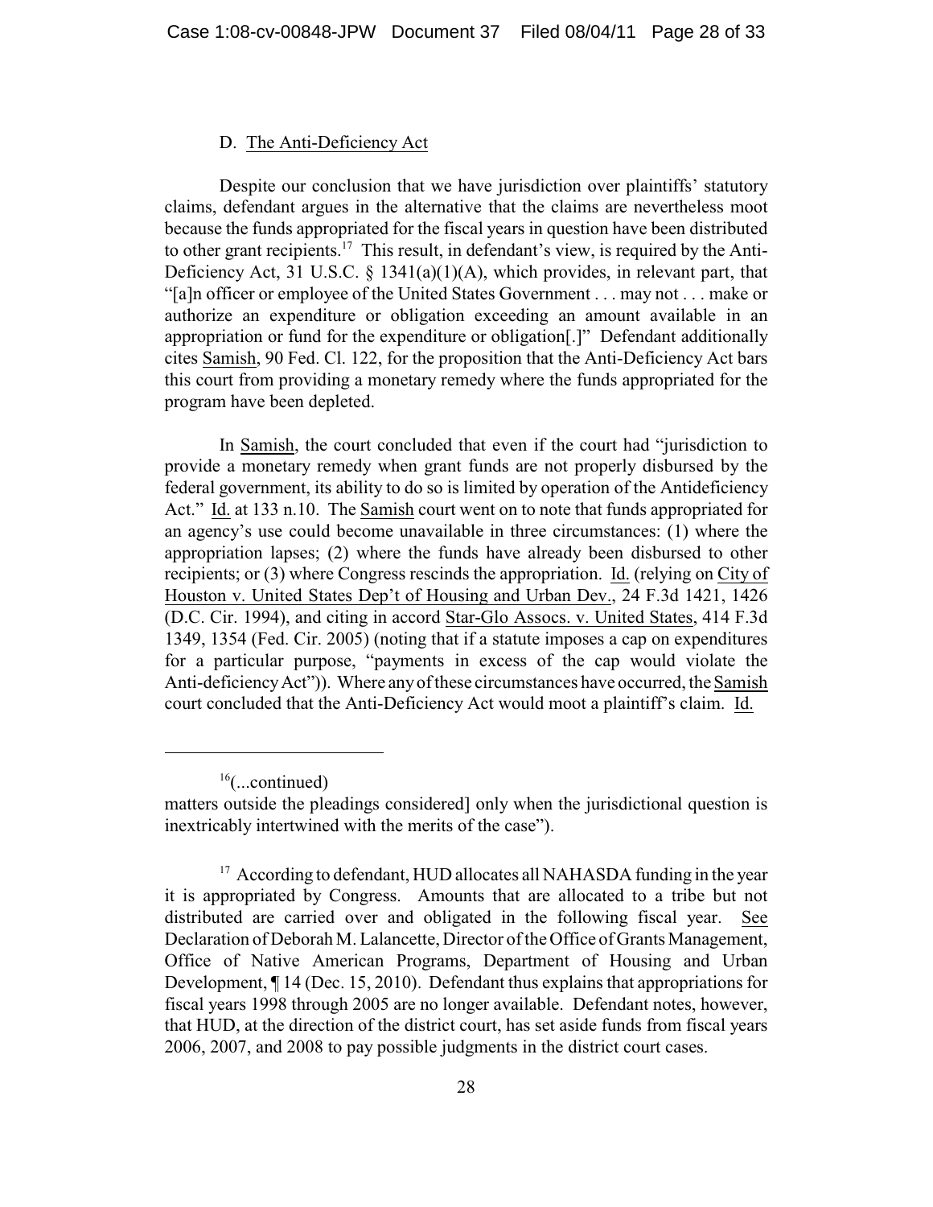### D. The Anti-Deficiency Act

Despite our conclusion that we have jurisdiction over plaintiffs' statutory claims, defendant argues in the alternative that the claims are nevertheless moot because the funds appropriated for the fiscal years in question have been distributed to other grant recipients.[17] This result, in defendant's view, is required by the Anti-Deficiency Act, 31 U.S.C. § 1341(a)(1)(A), which provides, in relevant part, that "[a]n officer or employee of the United States Government . . . may not . . . make or authorize an expenditure or obligation exceeding an amount available in an appropriation or fund for the expenditure or obligation[.]" Defendant additionally cites Samish, 90 Fed. Cl. 122, for the proposition that the Anti-Deficiency Act bars this court from providing a monetary remedy where the funds appropriated for the program have been depleted.

In Samish, the court concluded that even if the court had "jurisdiction to provide a monetary remedy when grant funds are not properly disbursed by the federal government, its ability to do so is limited by operation of the Antideficiency Act." Id. at 133 n.10. The Samish court went on to note that funds appropriated for an agency's use could become unavailable in three circumstances: (1) where the appropriation lapses; (2) where the funds have already been disbursed to other recipients; or (3) where Congress rescinds the appropriation. Id. (relying on City of Houston v. United States Dep't of Housing and Urban Dev., 24 F.3d 1421, 1426 (D.C. Cir. 1994), and citing in accord Star-Glo Assocs. v. United States, 414 F.3d 1349, 1354 (Fed. Cir. 2005) (noting that if a statute imposes a cap on expenditures for a particular purpose, "payments in excess of the cap would violate the Anti-deficiency Act")). Where any of these circumstances have occurred, the Samish court concluded that the Anti-Deficiency Act would moot a plaintiff's claim. Id.

---

[16](...continued)
matters outside the pleadings considered] only when the jurisdictional question is inextricably intertwined with the merits of the case").

[17] According to defendant, HUD allocates all NAHASDA funding in the year it is appropriated by Congress. Amounts that are allocated to a tribe but not distributed are carried over and obligated in the following fiscal year. See Declaration of Deborah M. Lalancette, Director of the Office of Grants Management, Office of Native American Programs, Department of Housing and Urban Development, ¶ 14 (Dec. 15, 2010). Defendant thus explains that appropriations for fiscal years 1998 through 2005 are no longer available. Defendant notes, however, that HUD, at the direction of the district court, has set aside funds from fiscal years 2006, 2007, and 2008 to pay possible judgments in the district court cases.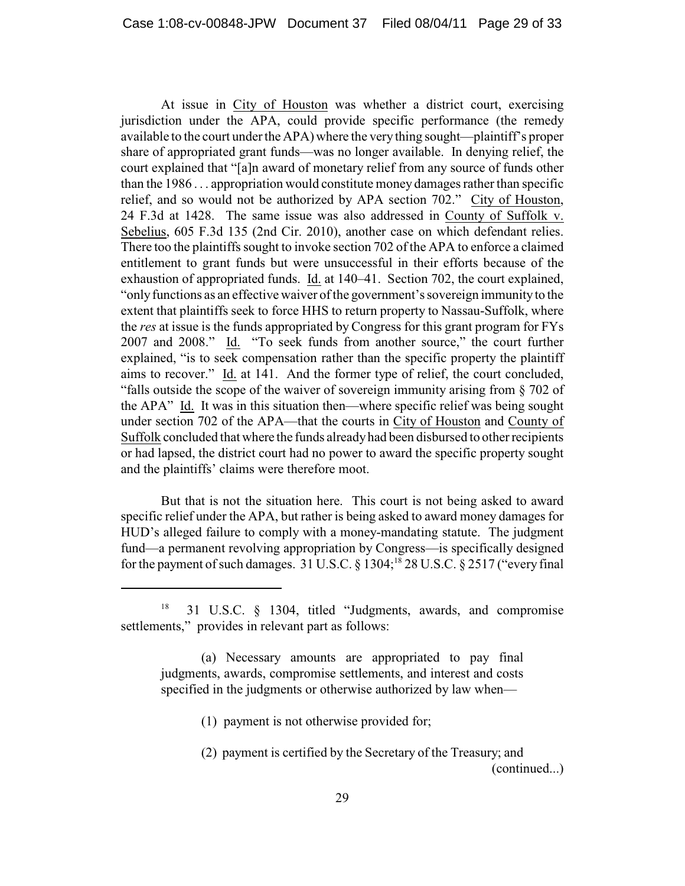At issue in City of Houston was whether a district court, exercising jurisdiction under the APA, could provide specific performance (the remedy available to the court under the APA) where the very thing sought—plaintiff's proper share of appropriated grant funds—was no longer available. In denying relief, the court explained that "[a]n award of monetary relief from any source of funds other than the 1986 . . . appropriation would constitute money damages rather than specific relief, and so would not be authorized by APA section 702." City of Houston, 24 F.3d at 1428. The same issue was also addressed in County of Suffolk v. Sebelius, 605 F.3d 135 (2nd Cir. 2010), another case on which defendant relies. There too the plaintiffs sought to invoke section 702 of the APA to enforce a claimed entitlement to grant funds but were unsuccessful in their efforts because of the exhaustion of appropriated funds. Id. at 140–41. Section 702, the court explained, "only functions as an effective waiver of the government's sovereign immunity to the extent that plaintiffs seek to force HHS to return property to Nassau-Suffolk, where the *res* at issue is the funds appropriated by Congress for this grant program for FYs 2007 and 2008." Id. "To seek funds from another source," the court further explained, "is to seek compensation rather than the specific property the plaintiff aims to recover." Id. at 141. And the former type of relief, the court concluded, "falls outside the scope of the waiver of sovereign immunity arising from § 702 of the APA" Id. It was in this situation then—where specific relief was being sought under section 702 of the APA—that the courts in City of Houston and County of Suffolk concluded that where the funds already had been disbursed to other recipients or had lapsed, the district court had no power to award the specific property sought and the plaintiffs' claims were therefore moot.

But that is not the situation here. This court is not being asked to award specific relief under the APA, but rather is being asked to award money damages for HUD's alleged failure to comply with a money-mandating statute. The judgment fund—a permanent revolving appropriation by Congress—is specifically designed for the payment of such damages. 31 U.S.C. § 1304;[18] 28 U.S.C. § 2517 ("every final

---

[18] 31 U.S.C. § 1304, titled "Judgments, awards, and compromise settlements," provides in relevant part as follows:

> (a) Necessary amounts are appropriated to pay final judgments, awards, compromise settlements, and interest and costs specified in the judgments or otherwise authorized by law when—
>
> (1) payment is not otherwise provided for;
>
> (2) payment is certified by the Secretary of the Treasury; and

(continued...)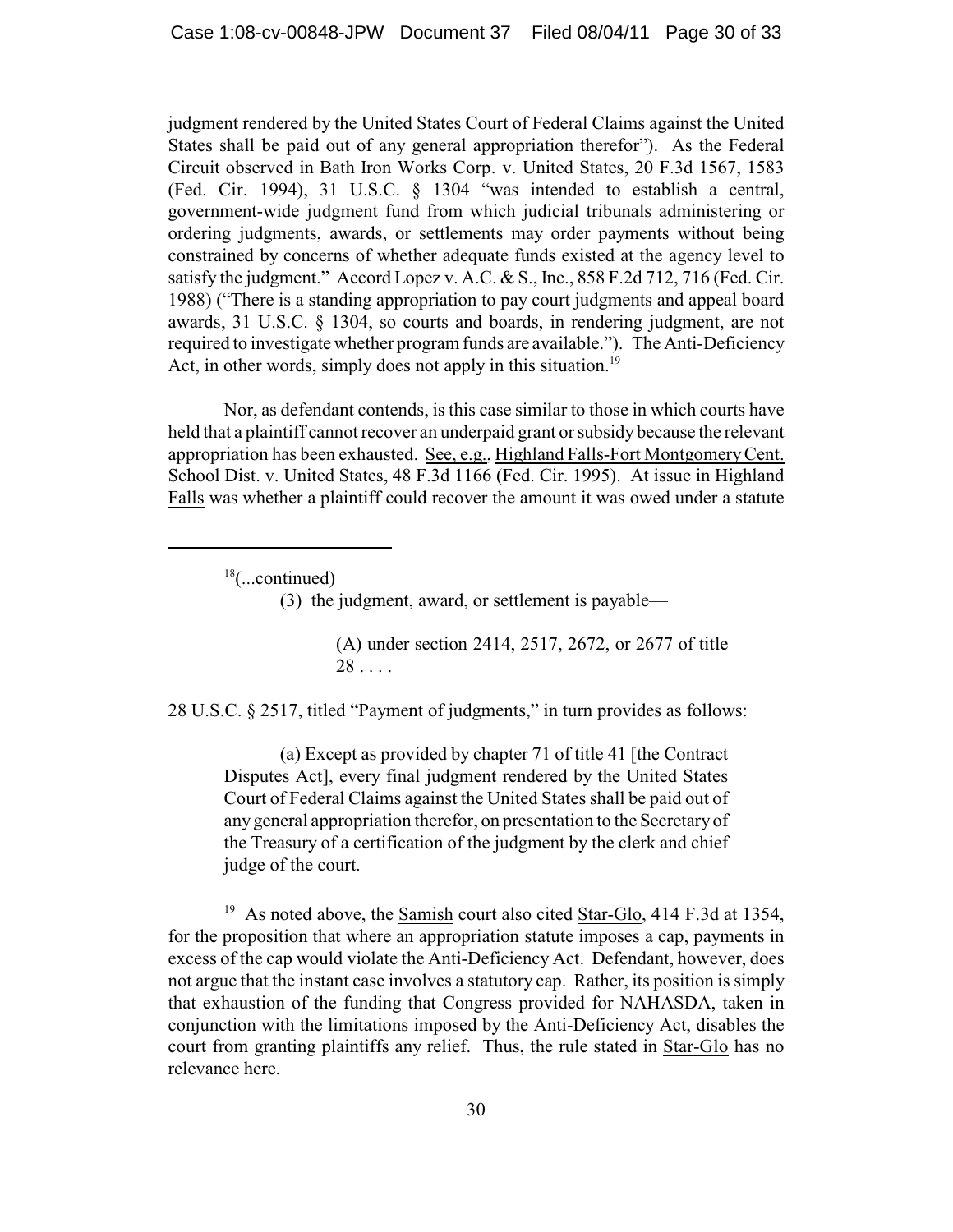judgment rendered by the United States Court of Federal Claims against the United States shall be paid out of any general appropriation therefor"). As the Federal Circuit observed in Bath Iron Works Corp. v. United States, 20 F.3d 1567, 1583 (Fed. Cir. 1994), 31 U.S.C. § 1304 "was intended to establish a central, government-wide judgment fund from which judicial tribunals administering or ordering judgments, awards, or settlements may order payments without being constrained by concerns of whether adequate funds existed at the agency level to satisfy the judgment." Accord Lopez v. A.C. & S., Inc., 858 F.2d 712, 716 (Fed. Cir. 1988) ("There is a standing appropriation to pay court judgments and appeal board awards, 31 U.S.C. § 1304, so courts and boards, in rendering judgment, are not required to investigate whether program funds are available."). The Anti-Deficiency Act, in other words, simply does not apply in this situation.[19]

Nor, as defendant contends, is this case similar to those in which courts have held that a plaintiff cannot recover an underpaid grant or subsidy because the relevant appropriation has been exhausted. See, e.g., Highland Falls-Fort Montgomery Cent. School Dist. v. United States, 48 F.3d 1166 (Fed. Cir. 1995). At issue in Highland Falls was whether a plaintiff could recover the amount it was owed under a statute

---

[18](...continued)

> (3) the judgment, award, or settlement is payable—
>
> > (A) under section 2414, 2517, 2672, or 2677 of title 28 . . . .

28 U.S.C. § 2517, titled "Payment of judgments," in turn provides as follows:

> (a) Except as provided by chapter 71 of title 41 [the Contract Disputes Act], every final judgment rendered by the United States Court of Federal Claims against the United States shall be paid out of any general appropriation therefor, on presentation to the Secretary of the Treasury of a certification of the judgment by the clerk and chief judge of the court.

[19] As noted above, the Samish court also cited Star-Glo, 414 F.3d at 1354, for the proposition that where an appropriation statute imposes a cap, payments in excess of the cap would violate the Anti-Deficiency Act. Defendant, however, does not argue that the instant case involves a statutory cap. Rather, its position is simply that exhaustion of the funding that Congress provided for NAHASDA, taken in conjunction with the limitations imposed by the Anti-Deficiency Act, disables the court from granting plaintiffs any relief. Thus, the rule stated in Star-Glo has no relevance here.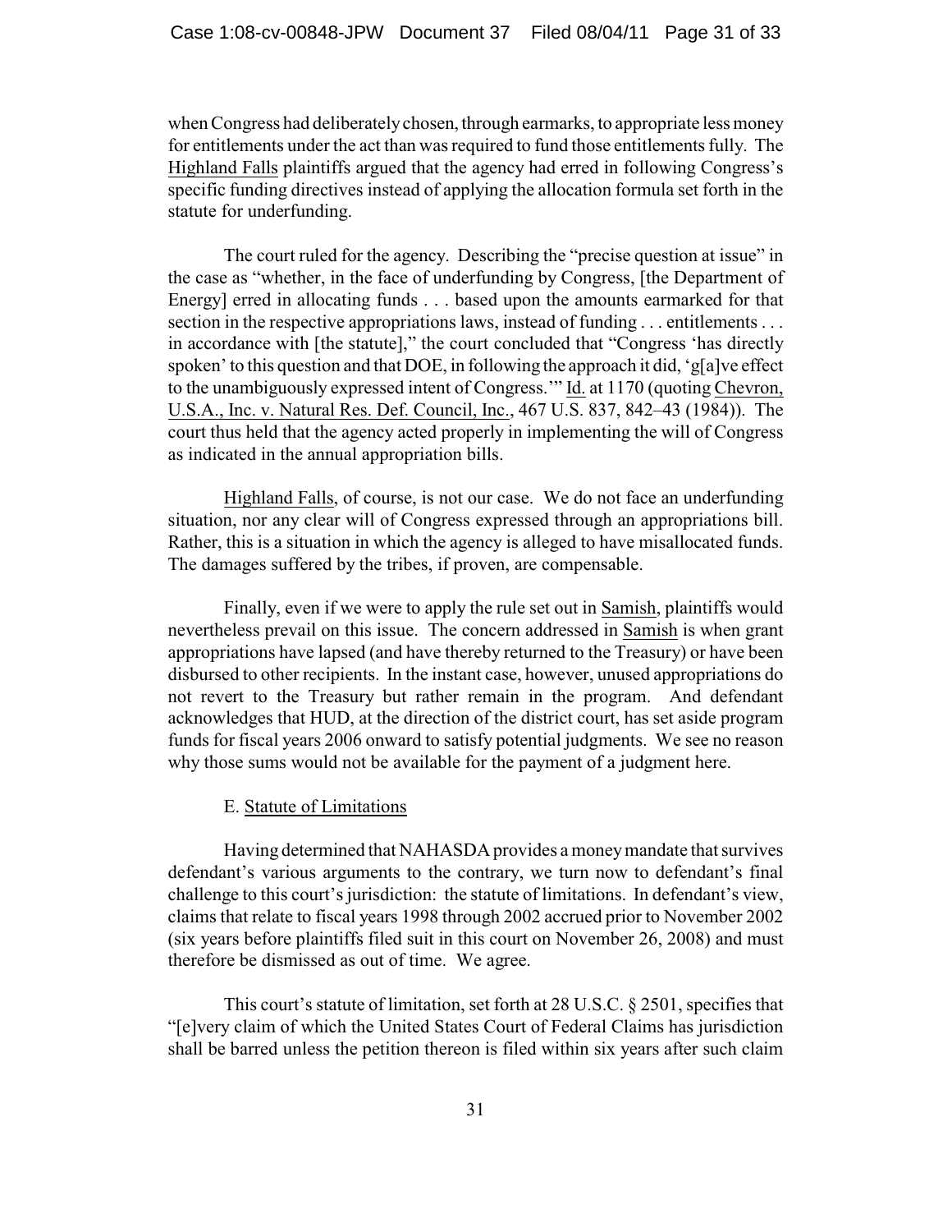when Congress had deliberately chosen, through earmarks, to appropriate less money for entitlements under the act than was required to fund those entitlements fully. The Highland Falls plaintiffs argued that the agency had erred in following Congress's specific funding directives instead of applying the allocation formula set forth in the statute for underfunding.

The court ruled for the agency. Describing the "precise question at issue" in the case as "whether, in the face of underfunding by Congress, [the Department of Energy] erred in allocating funds . . . based upon the amounts earmarked for that section in the respective appropriations laws, instead of funding . . . entitlements . . . in accordance with [the statute]," the court concluded that "Congress 'has directly spoken' to this question and that DOE, in following the approach it did, 'g[a]ve effect to the unambiguously expressed intent of Congress.'" Id. at 1170 (quoting Chevron, U.S.A., Inc. v. Natural Res. Def. Council, Inc., 467 U.S. 837, 842–43 (1984)). The court thus held that the agency acted properly in implementing the will of Congress as indicated in the annual appropriation bills.

Highland Falls, of course, is not our case. We do not face an underfunding situation, nor any clear will of Congress expressed through an appropriations bill. Rather, this is a situation in which the agency is alleged to have misallocated funds. The damages suffered by the tribes, if proven, are compensable.

Finally, even if we were to apply the rule set out in Samish, plaintiffs would nevertheless prevail on this issue. The concern addressed in Samish is when grant appropriations have lapsed (and have thereby returned to the Treasury) or have been disbursed to other recipients. In the instant case, however, unused appropriations do not revert to the Treasury but rather remain in the program. And defendant acknowledges that HUD, at the direction of the district court, has set aside program funds for fiscal years 2006 onward to satisfy potential judgments. We see no reason why those sums would not be available for the payment of a judgment here.

E. Statute of Limitations

Having determined that NAHASDA provides a money mandate that survives defendant's various arguments to the contrary, we turn now to defendant's final challenge to this court's jurisdiction: the statute of limitations. In defendant's view, claims that relate to fiscal years 1998 through 2002 accrued prior to November 2002 (six years before plaintiffs filed suit in this court on November 26, 2008) and must therefore be dismissed as out of time. We agree.

This court's statute of limitation, set forth at 28 U.S.C. § 2501, specifies that "[e]very claim of which the United States Court of Federal Claims has jurisdiction shall be barred unless the petition thereon is filed within six years after such claim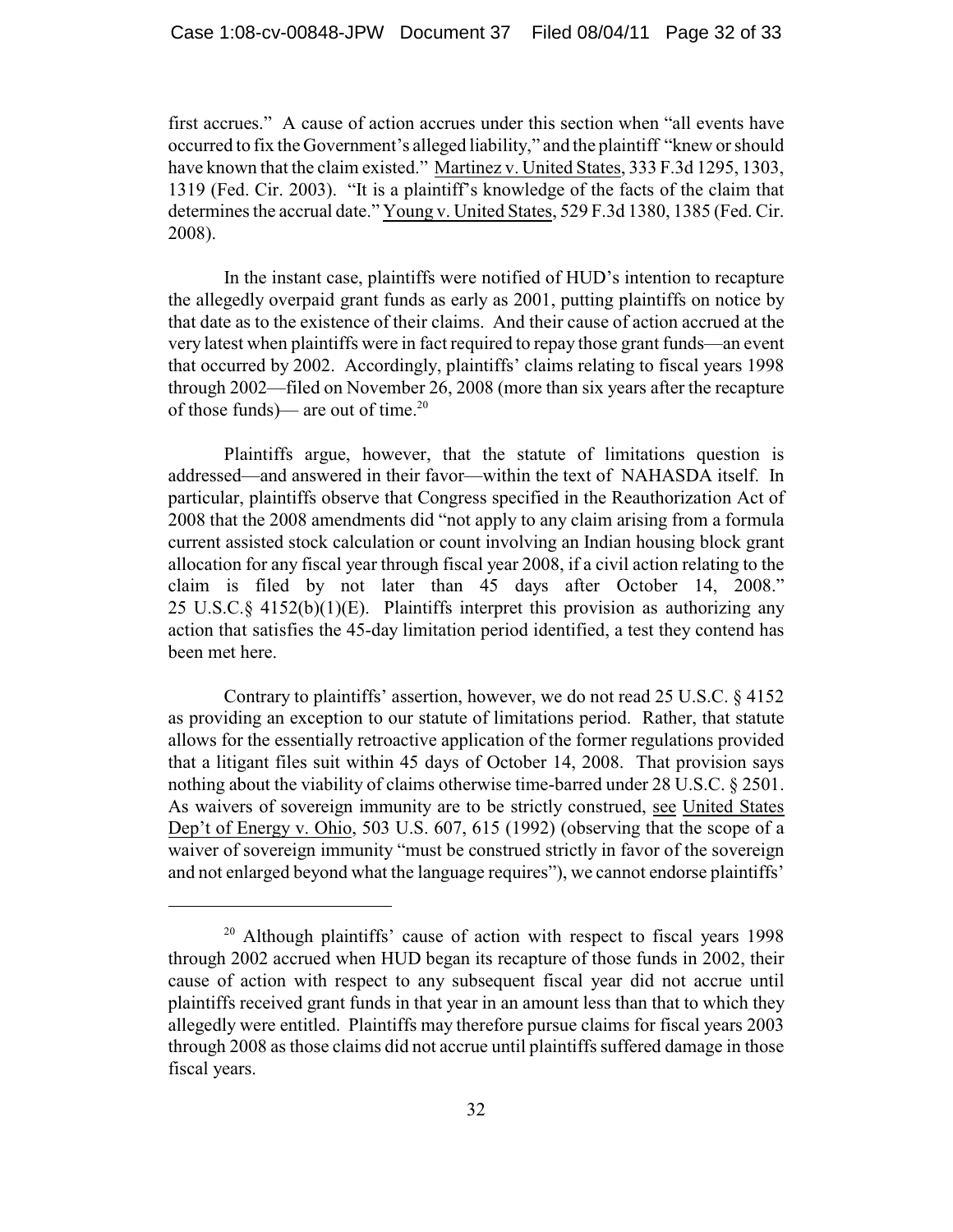first accrues." A cause of action accrues under this section when "all events have occurred to fix the Government's alleged liability," and the plaintiff "knew or should have known that the claim existed." Martinez v. United States, 333 F.3d 1295, 1303, 1319 (Fed. Cir. 2003). "It is a plaintiff's knowledge of the facts of the claim that determines the accrual date." Young v. United States, 529 F.3d 1380, 1385 (Fed. Cir. 2008).

In the instant case, plaintiffs were notified of HUD's intention to recapture the allegedly overpaid grant funds as early as 2001, putting plaintiffs on notice by that date as to the existence of their claims. And their cause of action accrued at the very latest when plaintiffs were in fact required to repay those grant funds—an event that occurred by 2002. Accordingly, plaintiffs' claims relating to fiscal years 1998 through 2002—filed on November 26, 2008 (more than six years after the recapture of those funds)— are out of time.[20]

Plaintiffs argue, however, that the statute of limitations question is addressed—and answered in their favor—within the text of NAHASDA itself. In particular, plaintiffs observe that Congress specified in the Reauthorization Act of 2008 that the 2008 amendments did "not apply to any claim arising from a formula current assisted stock calculation or count involving an Indian housing block grant allocation for any fiscal year through fiscal year 2008, if a civil action relating to the claim is filed by not later than 45 days after October 14, 2008." 25 U.S.C.§ 4152(b)(1)(E). Plaintiffs interpret this provision as authorizing any action that satisfies the 45-day limitation period identified, a test they contend has been met here.

Contrary to plaintiffs' assertion, however, we do not read 25 U.S.C. § 4152 as providing an exception to our statute of limitations period. Rather, that statute allows for the essentially retroactive application of the former regulations provided that a litigant files suit within 45 days of October 14, 2008. That provision says nothing about the viability of claims otherwise time-barred under 28 U.S.C. § 2501. As waivers of sovereign immunity are to be strictly construed, see United States Dep't of Energy v. Ohio, 503 U.S. 607, 615 (1992) (observing that the scope of a waiver of sovereign immunity "must be construed strictly in favor of the sovereign and not enlarged beyond what the language requires"), we cannot endorse plaintiffs'

---

[20] Although plaintiffs' cause of action with respect to fiscal years 1998 through 2002 accrued when HUD began its recapture of those funds in 2002, their cause of action with respect to any subsequent fiscal year did not accrue until plaintiffs received grant funds in that year in an amount less than that to which they allegedly were entitled. Plaintiffs may therefore pursue claims for fiscal years 2003 through 2008 as those claims did not accrue until plaintiffs suffered damage in those fiscal years.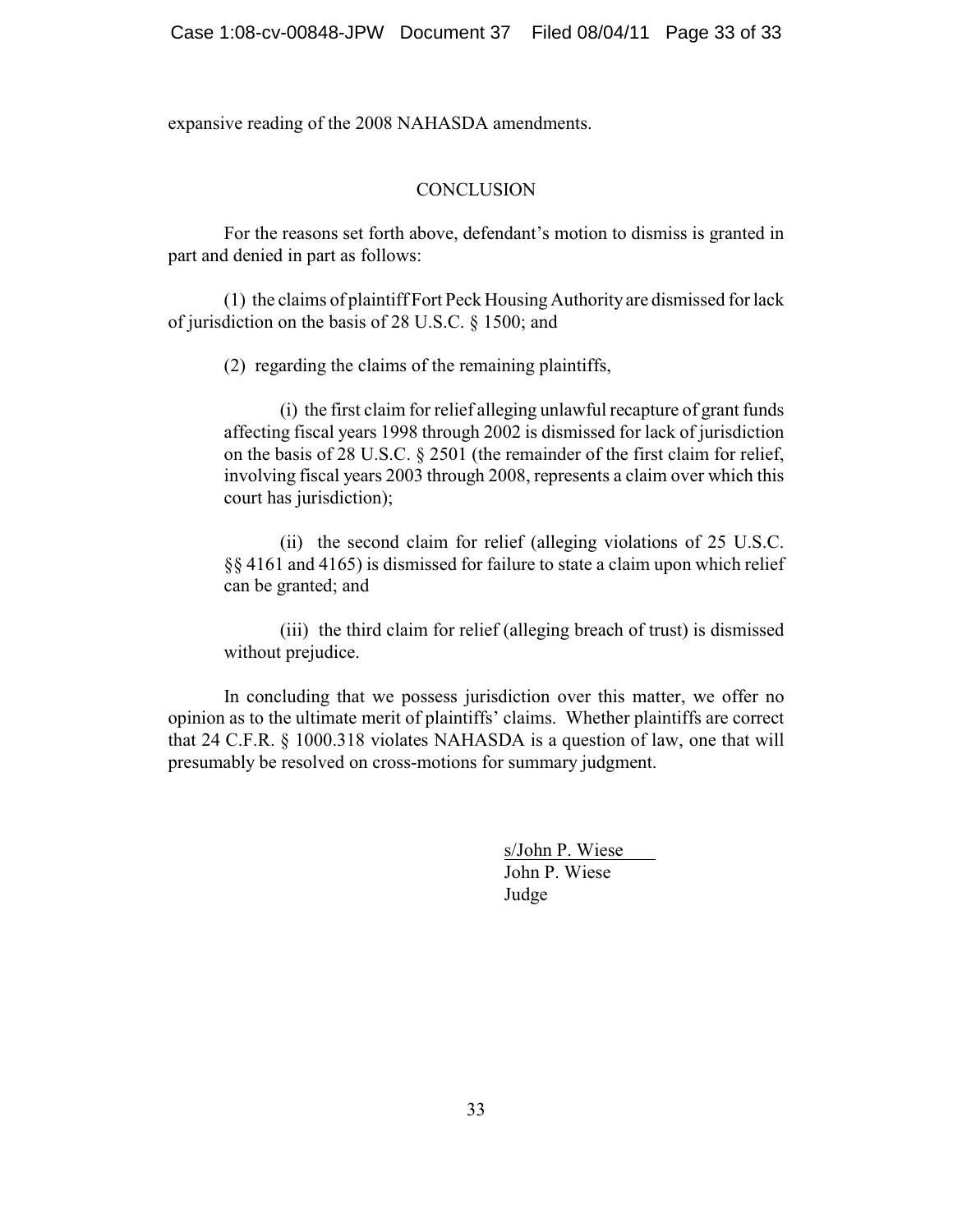expansive reading of the 2008 NAHASDA amendments.

## CONCLUSION

For the reasons set forth above, defendant's motion to dismiss is granted in part and denied in part as follows:

(1) the claims of plaintiff Fort Peck Housing Authority are dismissed for lack of jurisdiction on the basis of 28 U.S.C. § 1500; and

(2) regarding the claims of the remaining plaintiffs,

> (i) the first claim for relief alleging unlawful recapture of grant funds affecting fiscal years 1998 through 2002 is dismissed for lack of jurisdiction on the basis of 28 U.S.C. § 2501 (the remainder of the first claim for relief, involving fiscal years 2003 through 2008, represents a claim over which this court has jurisdiction);
>
> (ii) the second claim for relief (alleging violations of 25 U.S.C. §§ 4161 and 4165) is dismissed for failure to state a claim upon which relief can be granted; and
>
> (iii) the third claim for relief (alleging breach of trust) is dismissed without prejudice.

In concluding that we possess jurisdiction over this matter, we offer no opinion as to the ultimate merit of plaintiffs' claims. Whether plaintiffs are correct that 24 C.F.R. § 1000.318 violates NAHASDA is a question of law, one that will presumably be resolved on cross-motions for summary judgment.

s/John P. Wiese
John P. Wiese
Judge